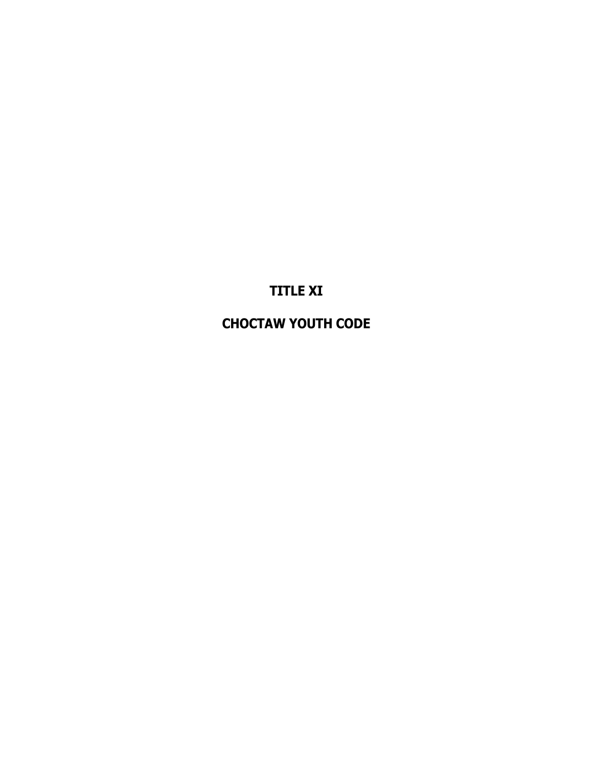# TITLE XI

# CHOCTAW YOUTH CODE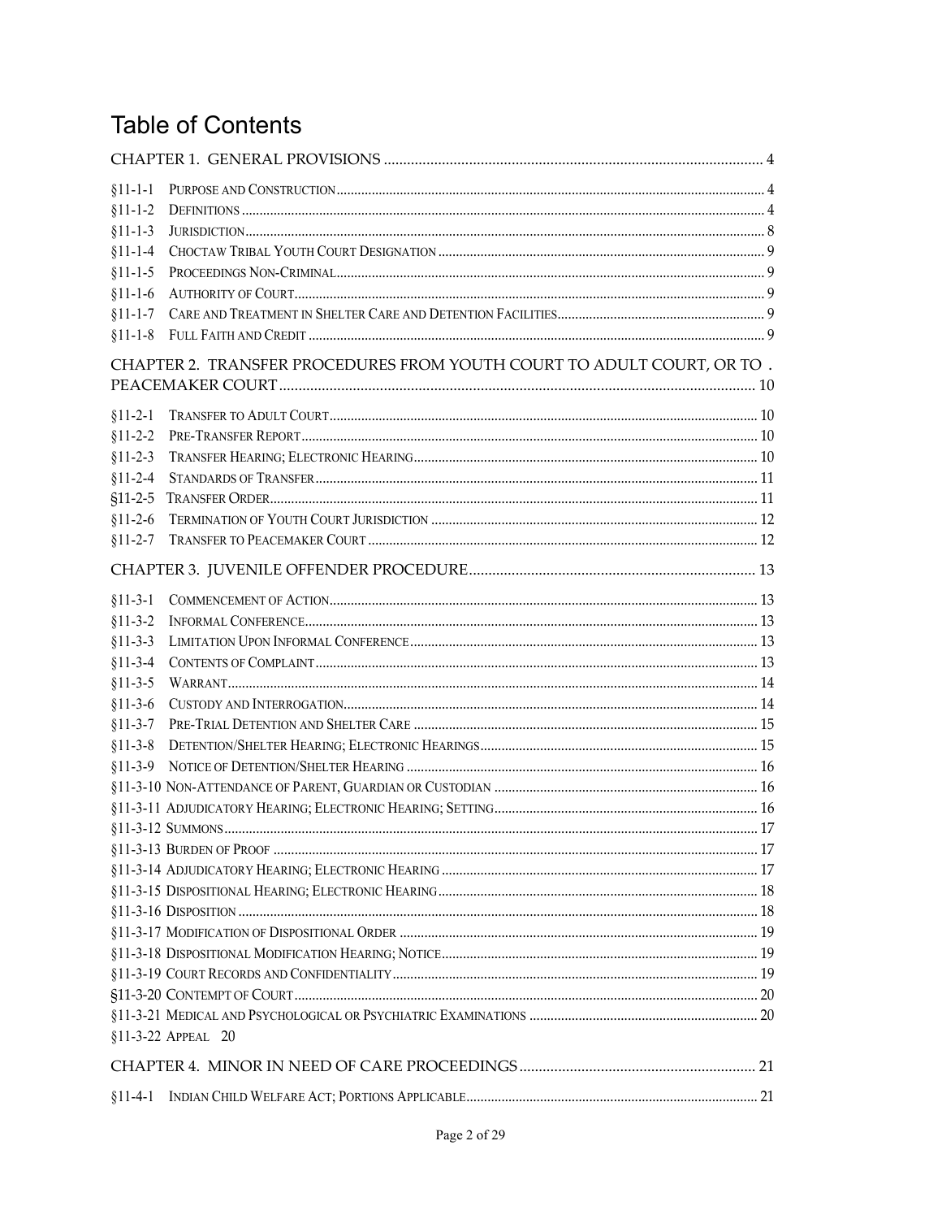# Table of Contents

CHAPTER 1. GENERAL PROVISIONS ..... 4

§11-1-1 Purpose and Construction ..... 4
§11-1-2 Definitions ..... 4
§11-1-3 Jurisdiction ..... 8
§11-1-4 Choctaw Tribal Youth Court Designation ..... 9
§11-1-5 Proceedings Non-Criminal ..... 9
§11-1-6 Authority of Court ..... 9
§11-1-7 Care and Treatment in Shelter Care and Detention Facilities ..... 9
§11-1-8 Full Faith and Credit ..... 9

CHAPTER 2. TRANSFER PROCEDURES FROM YOUTH COURT TO ADULT COURT, OR TO . PEACEMAKER COURT ..... 10

§11-2-1 Transfer to Adult Court ..... 10
§11-2-2 Pre-Transfer Report ..... 10
§11-2-3 Transfer Hearing; Electronic Hearing ..... 10
§11-2-4 Standards of Transfer ..... 11
§11-2-5 Transfer Order ..... 11
§11-2-6 Termination of Youth Court Jurisdiction ..... 12
§11-2-7 Transfer to Peacemaker Court ..... 12

CHAPTER 3. JUVENILE OFFENDER PROCEDURE ..... 13

§11-3-1 Commencement of Action ..... 13
§11-3-2 Informal Conference ..... 13
§11-3-3 Limitation Upon Informal Conference ..... 13
§11-3-4 Contents of Complaint ..... 13
§11-3-5 Warrant ..... 14
§11-3-6 Custody and Interrogation ..... 14
§11-3-7 Pre-Trial Detention and Shelter Care ..... 15
§11-3-8 Detention/Shelter Hearing; Electronic Hearings ..... 15
§11-3-9 Notice of Detention/Shelter Hearing ..... 16
§11-3-10 Non-Attendance of Parent, Guardian or Custodian ..... 16
§11-3-11 Adjudicatory Hearing; Electronic Hearing; Setting ..... 16
§11-3-12 Summons ..... 17
§11-3-13 Burden of Proof ..... 17
§11-3-14 Adjudicatory Hearing; Electronic Hearing ..... 17
§11-3-15 Dispositional Hearing; Electronic Hearing ..... 18
§11-3-16 Disposition ..... 18
§11-3-17 Modification of Dispositional Order ..... 19
§11-3-18 Dispositional Modification Hearing; Notice ..... 19
§11-3-19 Court Records and Confidentiality ..... 19
§11-3-20 Contempt of Court ..... 20
§11-3-21 Medical and Psychological or Psychiatric Examinations ..... 20
§11-3-22 Appeal 20

CHAPTER 4. MINOR IN NEED OF CARE PROCEEDINGS ..... 21

§11-4-1 Indian Child Welfare Act; Portions Applicable ..... 21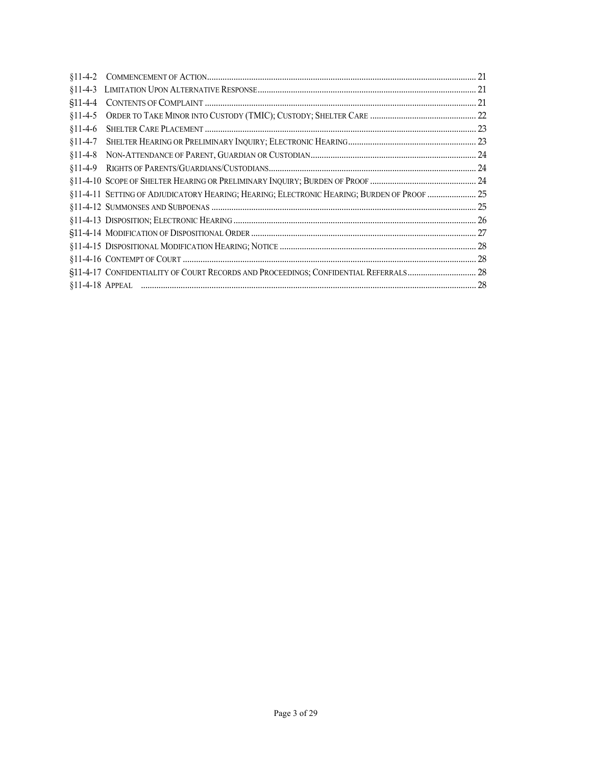§11-4-2 Commencement of Action ........ 21
§11-4-3 Limitation Upon Alternative Response ........ 21
§11-4-4 Contents of Complaint ........ 21
§11-4-5 Order to Take Minor into Custody (TMIC); Custody; Shelter Care ........ 22
§11-4-6 Shelter Care Placement ........ 23
§11-4-7 Shelter Hearing or Preliminary Inquiry; Electronic Hearing ........ 23
§11-4-8 Non-Attendance of Parent, Guardian or Custodian ........ 24
§11-4-9 Rights of Parents/Guardians/Custodians ........ 24
§11-4-10 Scope of Shelter Hearing or Preliminary Inquiry; Burden of Proof ........ 24
§11-4-11 Setting of Adjudicatory Hearing; Hearing; Electronic Hearing; Burden of Proof ........ 25
§11-4-12 Summonses and Subpoenas ........ 25
§11-4-13 Disposition; Electronic Hearing ........ 26
§11-4-14 Modification of Dispositional Order ........ 27
§11-4-15 Dispositional Modification Hearing; Notice ........ 28
§11-4-16 Contempt of Court ........ 28
§11-4-17 Confidentiality of Court Records and Proceedings; Confidential Referrals ........ 28
§11-4-18 Appeal ........ 28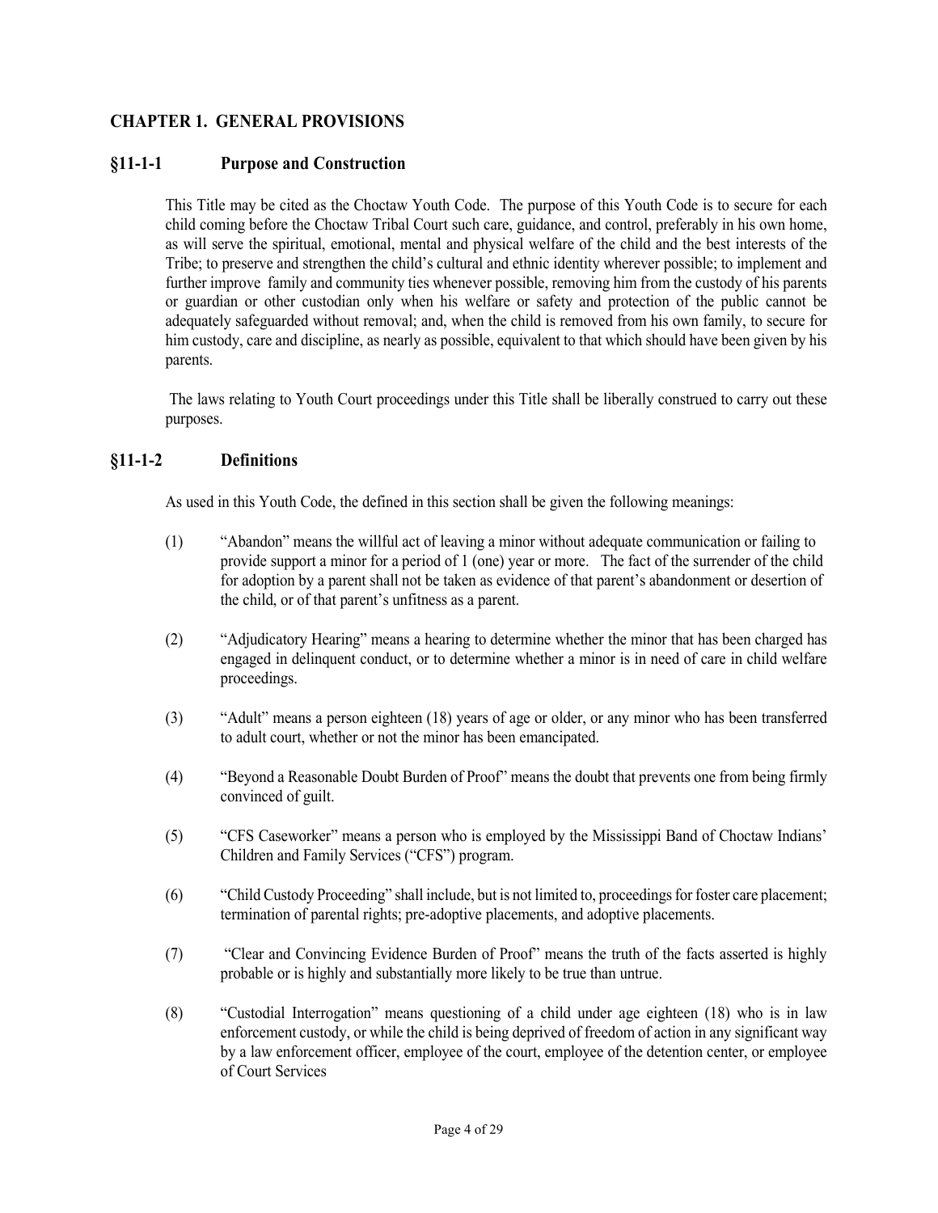## CHAPTER 1. GENERAL PROVISIONS

### §11-1-1 Purpose and Construction

This Title may be cited as the Choctaw Youth Code. The purpose of this Youth Code is to secure for each child coming before the Choctaw Tribal Court such care, guidance, and control, preferably in his own home, as will serve the spiritual, emotional, mental and physical welfare of the child and the best interests of the Tribe; to preserve and strengthen the child's cultural and ethnic identity wherever possible; to implement and further improve family and community ties whenever possible, removing him from the custody of his parents or guardian or other custodian only when his welfare or safety and protection of the public cannot be adequately safeguarded without removal; and, when the child is removed from his own family, to secure for him custody, care and discipline, as nearly as possible, equivalent to that which should have been given by his parents.

The laws relating to Youth Court proceedings under this Title shall be liberally construed to carry out these purposes.

### §11-1-2 Definitions

As used in this Youth Code, the defined in this section shall be given the following meanings:

(1) "Abandon" means the willful act of leaving a minor without adequate communication or failing to provide support a minor for a period of 1 (one) year or more. The fact of the surrender of the child for adoption by a parent shall not be taken as evidence of that parent's abandonment or desertion of the child, or of that parent's unfitness as a parent.

(2) "Adjudicatory Hearing" means a hearing to determine whether the minor that has been charged has engaged in delinquent conduct, or to determine whether a minor is in need of care in child welfare proceedings.

(3) "Adult" means a person eighteen (18) years of age or older, or any minor who has been transferred to adult court, whether or not the minor has been emancipated.

(4) "Beyond a Reasonable Doubt Burden of Proof" means the doubt that prevents one from being firmly convinced of guilt.

(5) "CFS Caseworker" means a person who is employed by the Mississippi Band of Choctaw Indians' Children and Family Services ("CFS") program.

(6) "Child Custody Proceeding" shall include, but is not limited to, proceedings for foster care placement; termination of parental rights; pre-adoptive placements, and adoptive placements.

(7) "Clear and Convincing Evidence Burden of Proof" means the truth of the facts asserted is highly probable or is highly and substantially more likely to be true than untrue.

(8) "Custodial Interrogation" means questioning of a child under age eighteen (18) who is in law enforcement custody, or while the child is being deprived of freedom of action in any significant way by a law enforcement officer, employee of the court, employee of the detention center, or employee of Court Services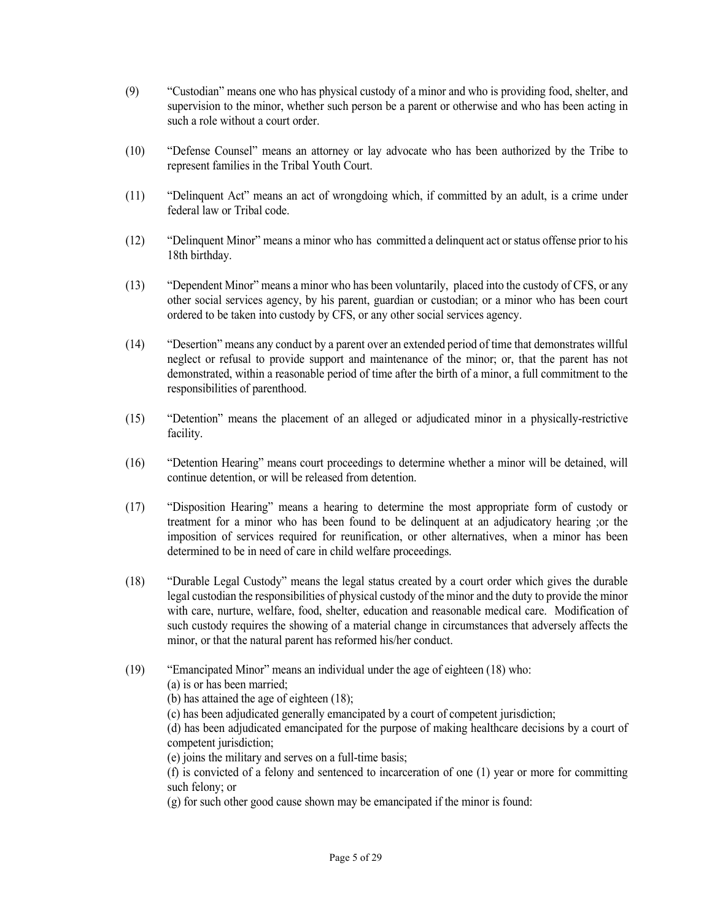(9) "Custodian" means one who has physical custody of a minor and who is providing food, shelter, and supervision to the minor, whether such person be a parent or otherwise and who has been acting in such a role without a court order.

(10) "Defense Counsel" means an attorney or lay advocate who has been authorized by the Tribe to represent families in the Tribal Youth Court.

(11) "Delinquent Act" means an act of wrongdoing which, if committed by an adult, is a crime under federal law or Tribal code.

(12) "Delinquent Minor" means a minor who has committed a delinquent act or status offense prior to his 18th birthday.

(13) "Dependent Minor" means a minor who has been voluntarily, placed into the custody of CFS, or any other social services agency, by his parent, guardian or custodian; or a minor who has been court ordered to be taken into custody by CFS, or any other social services agency.

(14) "Desertion" means any conduct by a parent over an extended period of time that demonstrates willful neglect or refusal to provide support and maintenance of the minor; or, that the parent has not demonstrated, within a reasonable period of time after the birth of a minor, a full commitment to the responsibilities of parenthood.

(15) "Detention" means the placement of an alleged or adjudicated minor in a physically-restrictive facility.

(16) "Detention Hearing" means court proceedings to determine whether a minor will be detained, will continue detention, or will be released from detention.

(17) "Disposition Hearing" means a hearing to determine the most appropriate form of custody or treatment for a minor who has been found to be delinquent at an adjudicatory hearing ;or the imposition of services required for reunification, or other alternatives, when a minor has been determined to be in need of care in child welfare proceedings.

(18) "Durable Legal Custody" means the legal status created by a court order which gives the durable legal custodian the responsibilities of physical custody of the minor and the duty to provide the minor with care, nurture, welfare, food, shelter, education and reasonable medical care. Modification of such custody requires the showing of a material change in circumstances that adversely affects the minor, or that the natural parent has reformed his/her conduct.

(19) "Emancipated Minor" means an individual under the age of eighteen (18) who:
(a) is or has been married;
(b) has attained the age of eighteen (18);
(c) has been adjudicated generally emancipated by a court of competent jurisdiction;
(d) has been adjudicated emancipated for the purpose of making healthcare decisions by a court of competent jurisdiction;
(e) joins the military and serves on a full-time basis;
(f) is convicted of a felony and sentenced to incarceration of one (1) year or more for committing such felony; or
(g) for such other good cause shown may be emancipated if the minor is found: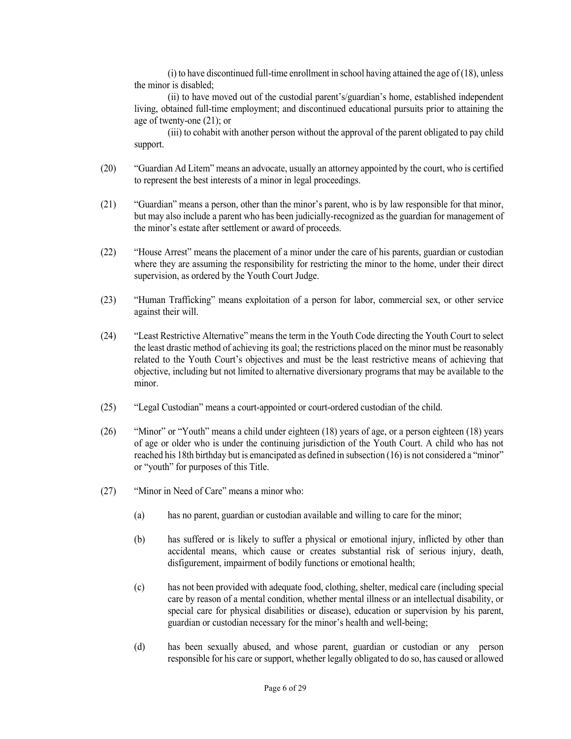(i) to have discontinued full-time enrollment in school having attained the age of (18), unless the minor is disabled;

(ii) to have moved out of the custodial parent's/guardian's home, established independent living, obtained full-time employment; and discontinued educational pursuits prior to attaining the age of twenty-one (21); or

(iii) to cohabit with another person without the approval of the parent obligated to pay child support.

(20) "Guardian Ad Litem" means an advocate, usually an attorney appointed by the court, who is certified to represent the best interests of a minor in legal proceedings.

(21) "Guardian" means a person, other than the minor's parent, who is by law responsible for that minor, but may also include a parent who has been judicially-recognized as the guardian for management of the minor's estate after settlement or award of proceeds.

(22) "House Arrest" means the placement of a minor under the care of his parents, guardian or custodian where they are assuming the responsibility for restricting the minor to the home, under their direct supervision, as ordered by the Youth Court Judge.

(23) "Human Trafficking" means exploitation of a person for labor, commercial sex, or other service against their will.

(24) "Least Restrictive Alternative" means the term in the Youth Code directing the Youth Court to select the least drastic method of achieving its goal; the restrictions placed on the minor must be reasonably related to the Youth Court's objectives and must be the least restrictive means of achieving that objective, including but not limited to alternative diversionary programs that may be available to the minor.

(25) "Legal Custodian" means a court-appointed or court-ordered custodian of the child.

(26) "Minor" or "Youth" means a child under eighteen (18) years of age, or a person eighteen (18) years of age or older who is under the continuing jurisdiction of the Youth Court. A child who has not reached his 18th birthday but is emancipated as defined in subsection (16) is not considered a "minor" or "youth" for purposes of this Title.

(27) "Minor in Need of Care" means a minor who:

(a) has no parent, guardian or custodian available and willing to care for the minor;

(b) has suffered or is likely to suffer a physical or emotional injury, inflicted by other than accidental means, which cause or creates substantial risk of serious injury, death, disfigurement, impairment of bodily functions or emotional health;

(c) has not been provided with adequate food, clothing, shelter, medical care (including special care by reason of a mental condition, whether mental illness or an intellectual disability, or special care for physical disabilities or disease), education or supervision by his parent, guardian or custodian necessary for the minor's health and well-being;

(d) has been sexually abused, and whose parent, guardian or custodian or any person responsible for his care or support, whether legally obligated to do so, has caused or allowed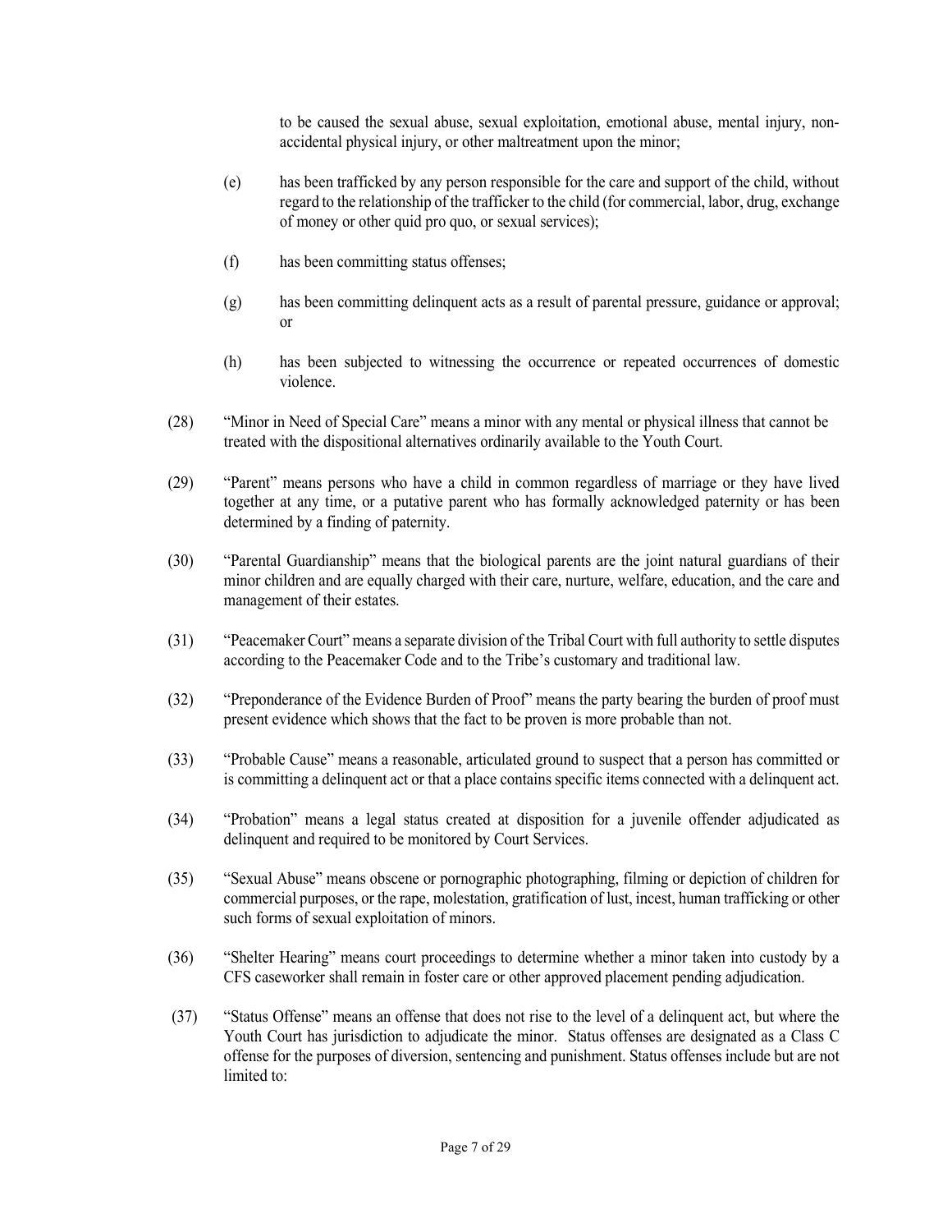to be caused the sexual abuse, sexual exploitation, emotional abuse, mental injury, non-accidental physical injury, or other maltreatment upon the minor;

(e) has been trafficked by any person responsible for the care and support of the child, without regard to the relationship of the trafficker to the child (for commercial, labor, drug, exchange of money or other quid pro quo, or sexual services);

(f) has been committing status offenses;

(g) has been committing delinquent acts as a result of parental pressure, guidance or approval; or

(h) has been subjected to witnessing the occurrence or repeated occurrences of domestic violence.

(28) "Minor in Need of Special Care" means a minor with any mental or physical illness that cannot be treated with the dispositional alternatives ordinarily available to the Youth Court.

(29) "Parent" means persons who have a child in common regardless of marriage or they have lived together at any time, or a putative parent who has formally acknowledged paternity or has been determined by a finding of paternity.

(30) "Parental Guardianship" means that the biological parents are the joint natural guardians of their minor children and are equally charged with their care, nurture, welfare, education, and the care and management of their estates.

(31) "Peacemaker Court" means a separate division of the Tribal Court with full authority to settle disputes according to the Peacemaker Code and to the Tribe's customary and traditional law.

(32) "Preponderance of the Evidence Burden of Proof" means the party bearing the burden of proof must present evidence which shows that the fact to be proven is more probable than not.

(33) "Probable Cause" means a reasonable, articulated ground to suspect that a person has committed or is committing a delinquent act or that a place contains specific items connected with a delinquent act.

(34) "Probation" means a legal status created at disposition for a juvenile offender adjudicated as delinquent and required to be monitored by Court Services.

(35) "Sexual Abuse" means obscene or pornographic photographing, filming or depiction of children for commercial purposes, or the rape, molestation, gratification of lust, incest, human trafficking or other such forms of sexual exploitation of minors.

(36) "Shelter Hearing" means court proceedings to determine whether a minor taken into custody by a CFS caseworker shall remain in foster care or other approved placement pending adjudication.

(37) "Status Offense" means an offense that does not rise to the level of a delinquent act, but where the Youth Court has jurisdiction to adjudicate the minor. Status offenses are designated as a Class C offense for the purposes of diversion, sentencing and punishment. Status offenses include but are not limited to: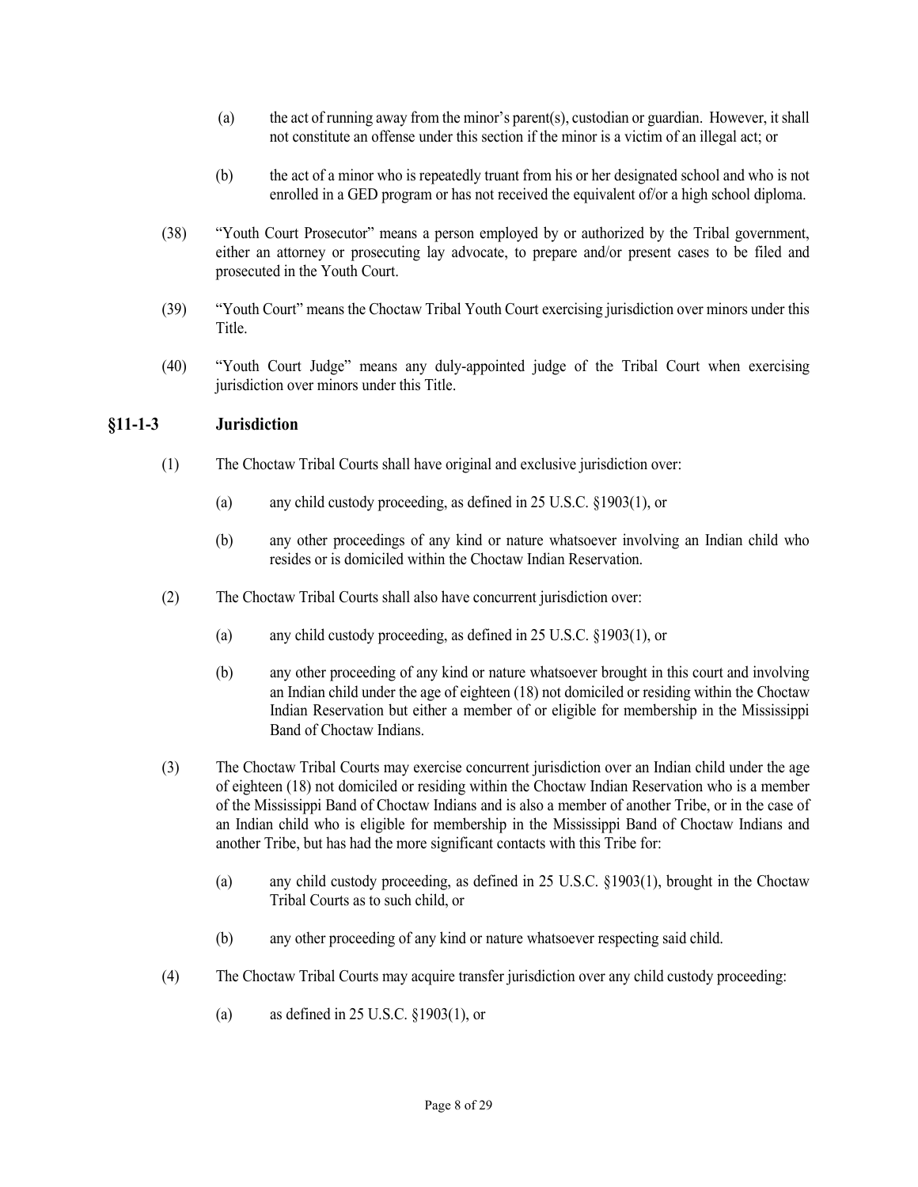(a) the act of running away from the minor's parent(s), custodian or guardian. However, it shall not constitute an offense under this section if the minor is a victim of an illegal act; or

(b) the act of a minor who is repeatedly truant from his or her designated school and who is not enrolled in a GED program or has not received the equivalent of/or a high school diploma.

(38) "Youth Court Prosecutor" means a person employed by or authorized by the Tribal government, either an attorney or prosecuting lay advocate, to prepare and/or present cases to be filed and prosecuted in the Youth Court.

(39) "Youth Court" means the Choctaw Tribal Youth Court exercising jurisdiction over minors under this Title.

(40) "Youth Court Judge" means any duly-appointed judge of the Tribal Court when exercising jurisdiction over minors under this Title.

## §11-1-3 Jurisdiction

(1) The Choctaw Tribal Courts shall have original and exclusive jurisdiction over:

(a) any child custody proceeding, as defined in 25 U.S.C. §1903(1), or

(b) any other proceedings of any kind or nature whatsoever involving an Indian child who resides or is domiciled within the Choctaw Indian Reservation.

(2) The Choctaw Tribal Courts shall also have concurrent jurisdiction over:

(a) any child custody proceeding, as defined in 25 U.S.C. §1903(1), or

(b) any other proceeding of any kind or nature whatsoever brought in this court and involving an Indian child under the age of eighteen (18) not domiciled or residing within the Choctaw Indian Reservation but either a member of or eligible for membership in the Mississippi Band of Choctaw Indians.

(3) The Choctaw Tribal Courts may exercise concurrent jurisdiction over an Indian child under the age of eighteen (18) not domiciled or residing within the Choctaw Indian Reservation who is a member of the Mississippi Band of Choctaw Indians and is also a member of another Tribe, or in the case of an Indian child who is eligible for membership in the Mississippi Band of Choctaw Indians and another Tribe, but has had the more significant contacts with this Tribe for:

(a) any child custody proceeding, as defined in 25 U.S.C. §1903(1), brought in the Choctaw Tribal Courts as to such child, or

(b) any other proceeding of any kind or nature whatsoever respecting said child.

(4) The Choctaw Tribal Courts may acquire transfer jurisdiction over any child custody proceeding:

(a) as defined in 25 U.S.C. §1903(1), or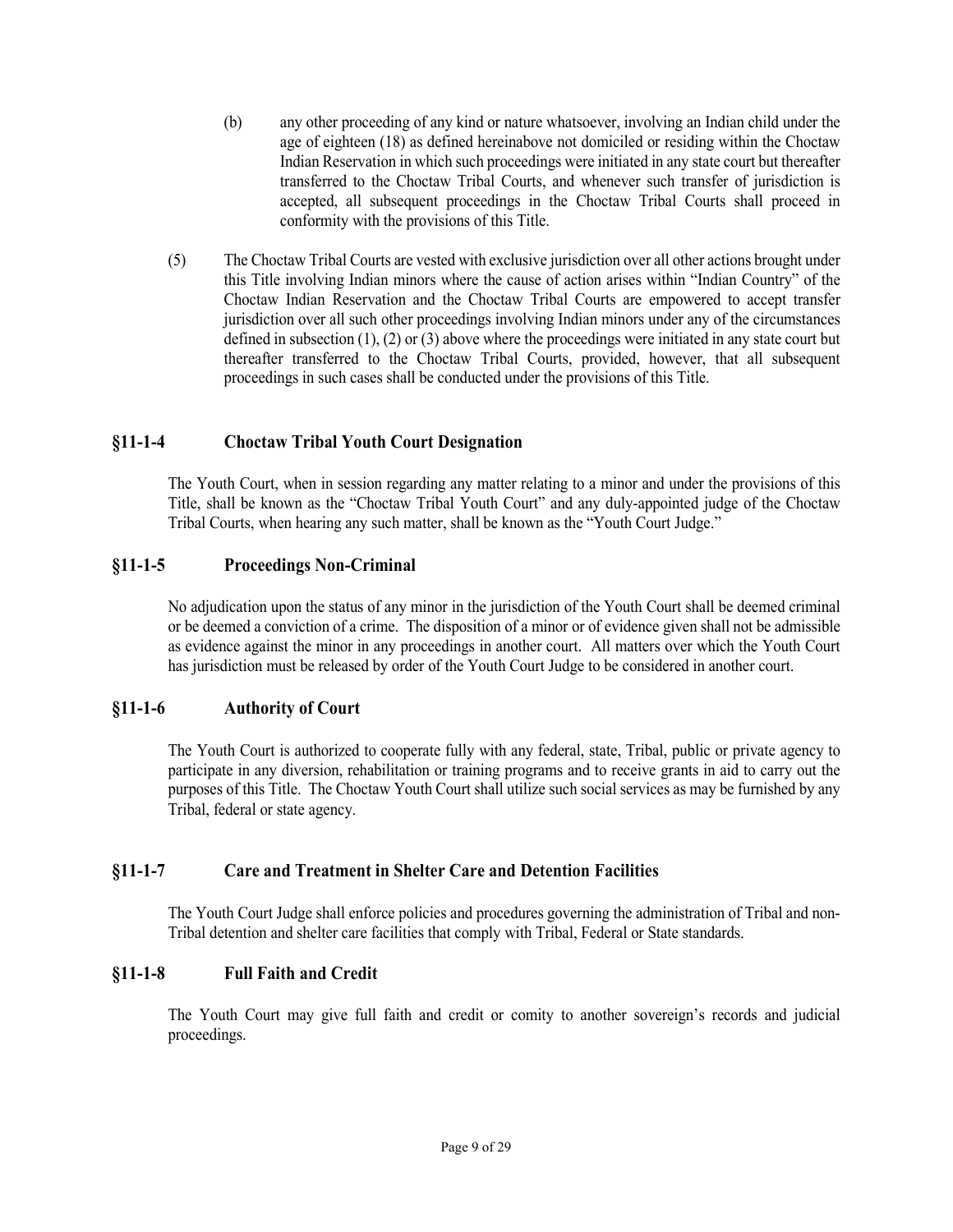(b) any other proceeding of any kind or nature whatsoever, involving an Indian child under the age of eighteen (18) as defined hereinabove not domiciled or residing within the Choctaw Indian Reservation in which such proceedings were initiated in any state court but thereafter transferred to the Choctaw Tribal Courts, and whenever such transfer of jurisdiction is accepted, all subsequent proceedings in the Choctaw Tribal Courts shall proceed in conformity with the provisions of this Title.

(5) The Choctaw Tribal Courts are vested with exclusive jurisdiction over all other actions brought under this Title involving Indian minors where the cause of action arises within "Indian Country" of the Choctaw Indian Reservation and the Choctaw Tribal Courts are empowered to accept transfer jurisdiction over all such other proceedings involving Indian minors under any of the circumstances defined in subsection (1), (2) or (3) above where the proceedings were initiated in any state court but thereafter transferred to the Choctaw Tribal Courts, provided, however, that all subsequent proceedings in such cases shall be conducted under the provisions of this Title.

## §11-1-4 Choctaw Tribal Youth Court Designation

The Youth Court, when in session regarding any matter relating to a minor and under the provisions of this Title, shall be known as the "Choctaw Tribal Youth Court" and any duly-appointed judge of the Choctaw Tribal Courts, when hearing any such matter, shall be known as the "Youth Court Judge."

## §11-1-5 Proceedings Non-Criminal

No adjudication upon the status of any minor in the jurisdiction of the Youth Court shall be deemed criminal or be deemed a conviction of a crime. The disposition of a minor or of evidence given shall not be admissible as evidence against the minor in any proceedings in another court. All matters over which the Youth Court has jurisdiction must be released by order of the Youth Court Judge to be considered in another court.

## §11-1-6 Authority of Court

The Youth Court is authorized to cooperate fully with any federal, state, Tribal, public or private agency to participate in any diversion, rehabilitation or training programs and to receive grants in aid to carry out the purposes of this Title. The Choctaw Youth Court shall utilize such social services as may be furnished by any Tribal, federal or state agency.

## §11-1-7 Care and Treatment in Shelter Care and Detention Facilities

The Youth Court Judge shall enforce policies and procedures governing the administration of Tribal and non-Tribal detention and shelter care facilities that comply with Tribal, Federal or State standards.

## §11-1-8 Full Faith and Credit

The Youth Court may give full faith and credit or comity to another sovereign's records and judicial proceedings.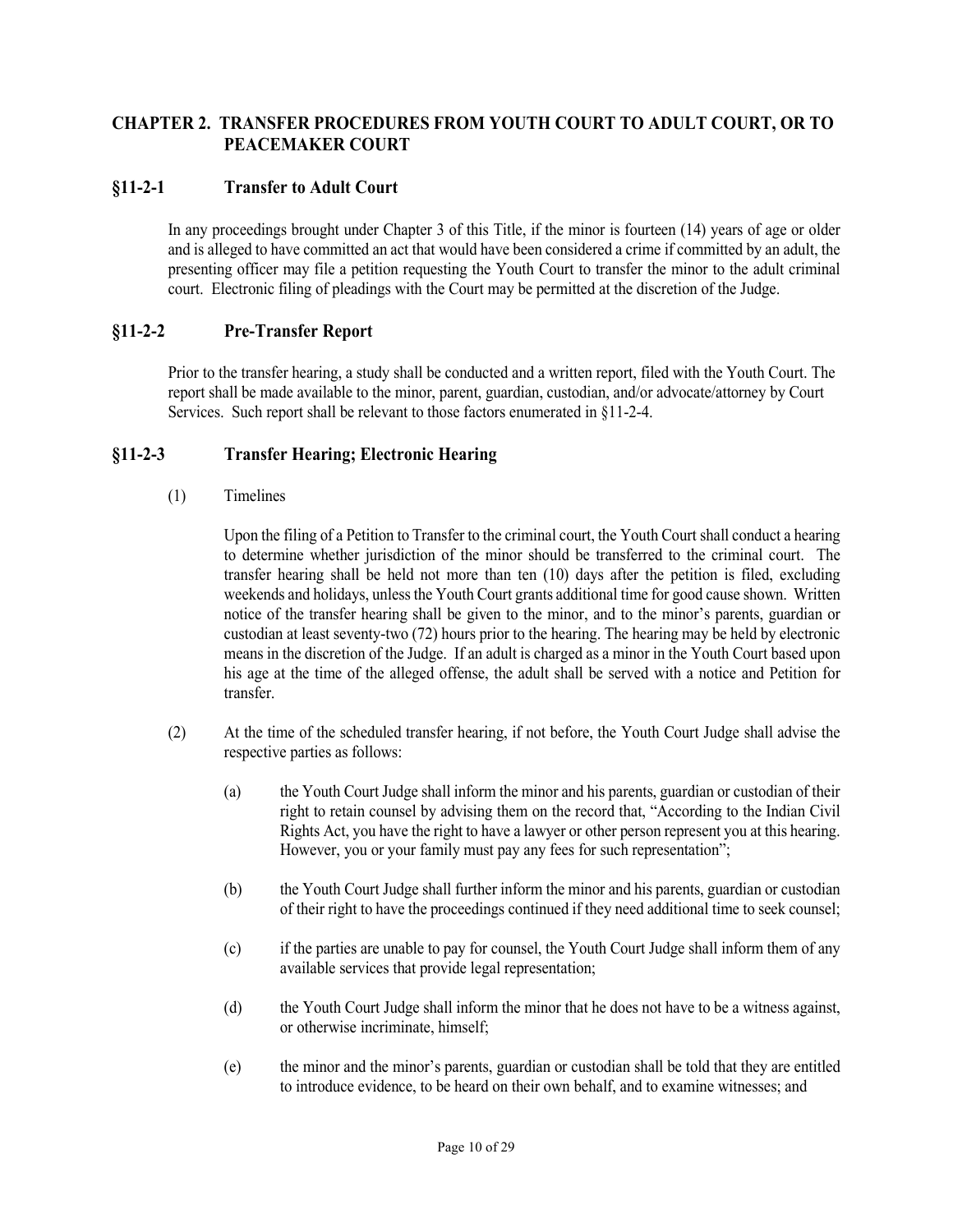## CHAPTER 2. TRANSFER PROCEDURES FROM YOUTH COURT TO ADULT COURT, OR TO PEACEMAKER COURT

### §11-2-1 Transfer to Adult Court

In any proceedings brought under Chapter 3 of this Title, if the minor is fourteen (14) years of age or older and is alleged to have committed an act that would have been considered a crime if committed by an adult, the presenting officer may file a petition requesting the Youth Court to transfer the minor to the adult criminal court. Electronic filing of pleadings with the Court may be permitted at the discretion of the Judge.

### §11-2-2 Pre-Transfer Report

Prior to the transfer hearing, a study shall be conducted and a written report, filed with the Youth Court. The report shall be made available to the minor, parent, guardian, custodian, and/or advocate/attorney by Court Services. Such report shall be relevant to those factors enumerated in §11-2-4.

### §11-2-3 Transfer Hearing; Electronic Hearing

(1) Timelines

Upon the filing of a Petition to Transfer to the criminal court, the Youth Court shall conduct a hearing to determine whether jurisdiction of the minor should be transferred to the criminal court. The transfer hearing shall be held not more than ten (10) days after the petition is filed, excluding weekends and holidays, unless the Youth Court grants additional time for good cause shown. Written notice of the transfer hearing shall be given to the minor, and to the minor's parents, guardian or custodian at least seventy-two (72) hours prior to the hearing. The hearing may be held by electronic means in the discretion of the Judge. If an adult is charged as a minor in the Youth Court based upon his age at the time of the alleged offense, the adult shall be served with a notice and Petition for transfer.

(2) At the time of the scheduled transfer hearing, if not before, the Youth Court Judge shall advise the respective parties as follows:

(a) the Youth Court Judge shall inform the minor and his parents, guardian or custodian of their right to retain counsel by advising them on the record that, "According to the Indian Civil Rights Act, you have the right to have a lawyer or other person represent you at this hearing. However, you or your family must pay any fees for such representation";

(b) the Youth Court Judge shall further inform the minor and his parents, guardian or custodian of their right to have the proceedings continued if they need additional time to seek counsel;

(c) if the parties are unable to pay for counsel, the Youth Court Judge shall inform them of any available services that provide legal representation;

(d) the Youth Court Judge shall inform the minor that he does not have to be a witness against, or otherwise incriminate, himself;

(e) the minor and the minor's parents, guardian or custodian shall be told that they are entitled to introduce evidence, to be heard on their own behalf, and to examine witnesses; and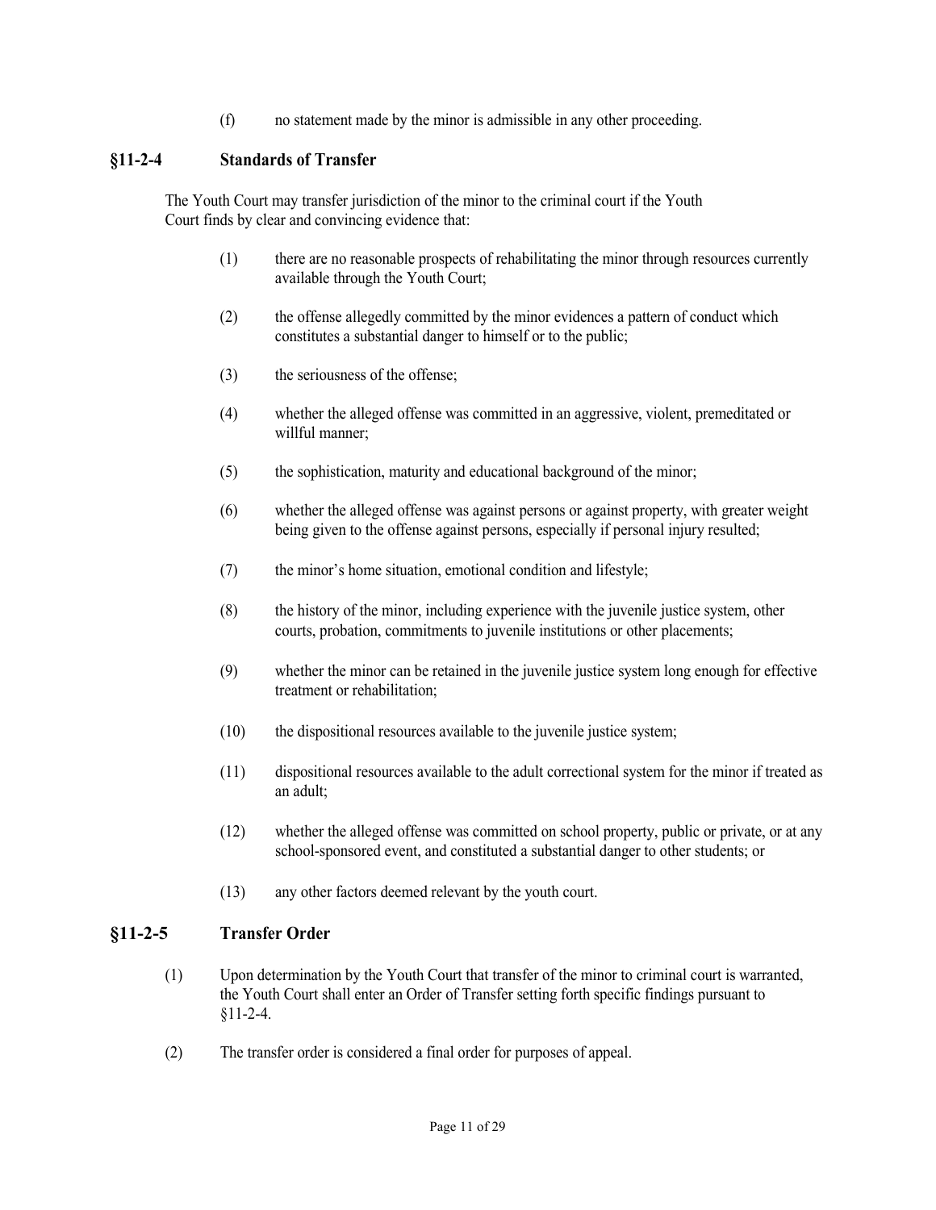(f) no statement made by the minor is admissible in any other proceeding.

## §11-2-4 Standards of Transfer

The Youth Court may transfer jurisdiction of the minor to the criminal court if the Youth Court finds by clear and convincing evidence that:

(1) there are no reasonable prospects of rehabilitating the minor through resources currently available through the Youth Court;

(2) the offense allegedly committed by the minor evidences a pattern of conduct which constitutes a substantial danger to himself or to the public;

(3) the seriousness of the offense;

(4) whether the alleged offense was committed in an aggressive, violent, premeditated or willful manner;

(5) the sophistication, maturity and educational background of the minor;

(6) whether the alleged offense was against persons or against property, with greater weight being given to the offense against persons, especially if personal injury resulted;

(7) the minor's home situation, emotional condition and lifestyle;

(8) the history of the minor, including experience with the juvenile justice system, other courts, probation, commitments to juvenile institutions or other placements;

(9) whether the minor can be retained in the juvenile justice system long enough for effective treatment or rehabilitation;

(10) the dispositional resources available to the juvenile justice system;

(11) dispositional resources available to the adult correctional system for the minor if treated as an adult;

(12) whether the alleged offense was committed on school property, public or private, or at any school-sponsored event, and constituted a substantial danger to other students; or

(13) any other factors deemed relevant by the youth court.

## §11-2-5 Transfer Order

(1) Upon determination by the Youth Court that transfer of the minor to criminal court is warranted, the Youth Court shall enter an Order of Transfer setting forth specific findings pursuant to §11-2-4.

(2) The transfer order is considered a final order for purposes of appeal.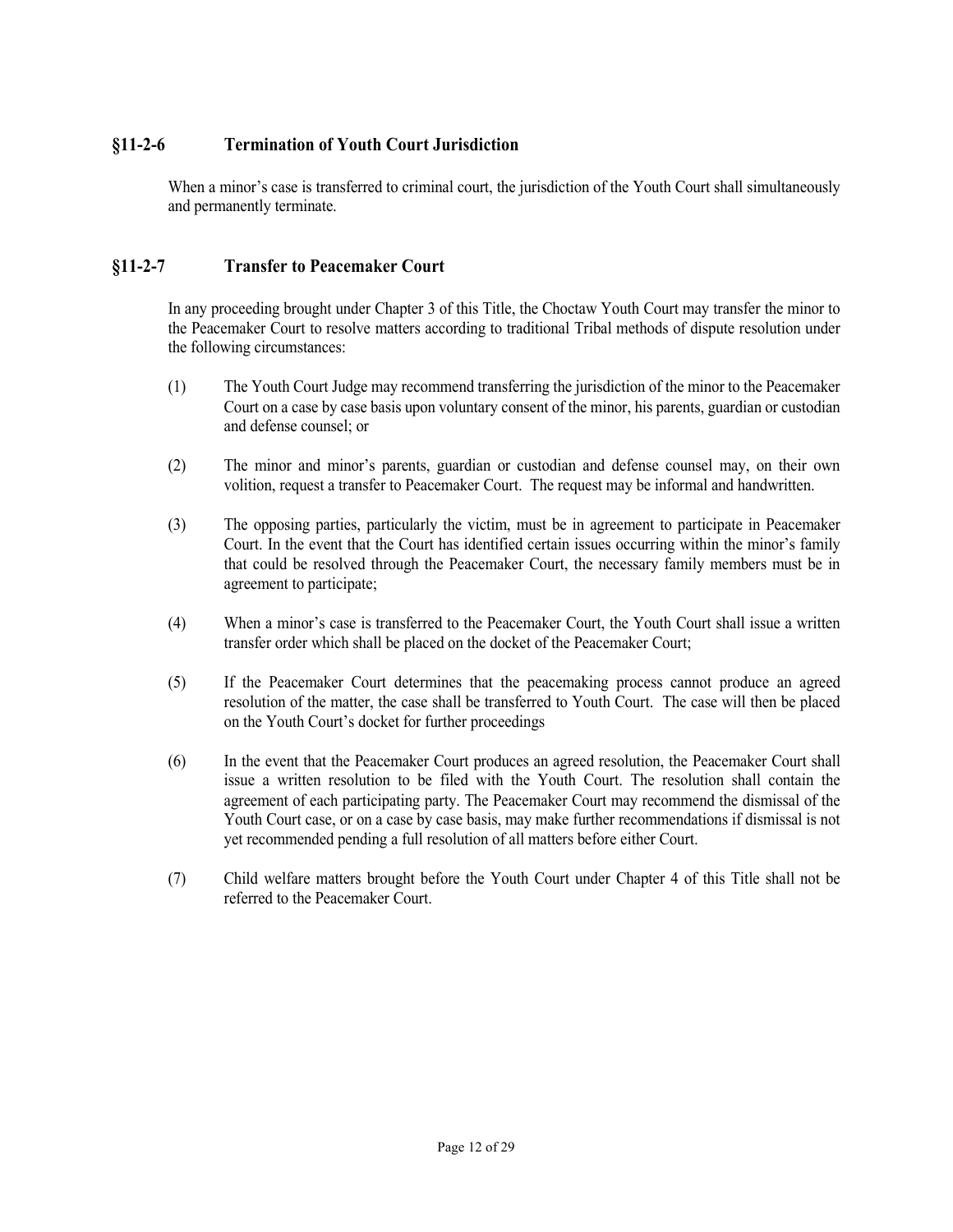## §11-2-6 Termination of Youth Court Jurisdiction

When a minor's case is transferred to criminal court, the jurisdiction of the Youth Court shall simultaneously and permanently terminate.

## §11-2-7 Transfer to Peacemaker Court

In any proceeding brought under Chapter 3 of this Title, the Choctaw Youth Court may transfer the minor to the Peacemaker Court to resolve matters according to traditional Tribal methods of dispute resolution under the following circumstances:

(1) The Youth Court Judge may recommend transferring the jurisdiction of the minor to the Peacemaker Court on a case by case basis upon voluntary consent of the minor, his parents, guardian or custodian and defense counsel; or

(2) The minor and minor's parents, guardian or custodian and defense counsel may, on their own volition, request a transfer to Peacemaker Court. The request may be informal and handwritten.

(3) The opposing parties, particularly the victim, must be in agreement to participate in Peacemaker Court. In the event that the Court has identified certain issues occurring within the minor's family that could be resolved through the Peacemaker Court, the necessary family members must be in agreement to participate;

(4) When a minor's case is transferred to the Peacemaker Court, the Youth Court shall issue a written transfer order which shall be placed on the docket of the Peacemaker Court;

(5) If the Peacemaker Court determines that the peacemaking process cannot produce an agreed resolution of the matter, the case shall be transferred to Youth Court. The case will then be placed on the Youth Court's docket for further proceedings

(6) In the event that the Peacemaker Court produces an agreed resolution, the Peacemaker Court shall issue a written resolution to be filed with the Youth Court. The resolution shall contain the agreement of each participating party. The Peacemaker Court may recommend the dismissal of the Youth Court case, or on a case by case basis, may make further recommendations if dismissal is not yet recommended pending a full resolution of all matters before either Court.

(7) Child welfare matters brought before the Youth Court under Chapter 4 of this Title shall not be referred to the Peacemaker Court.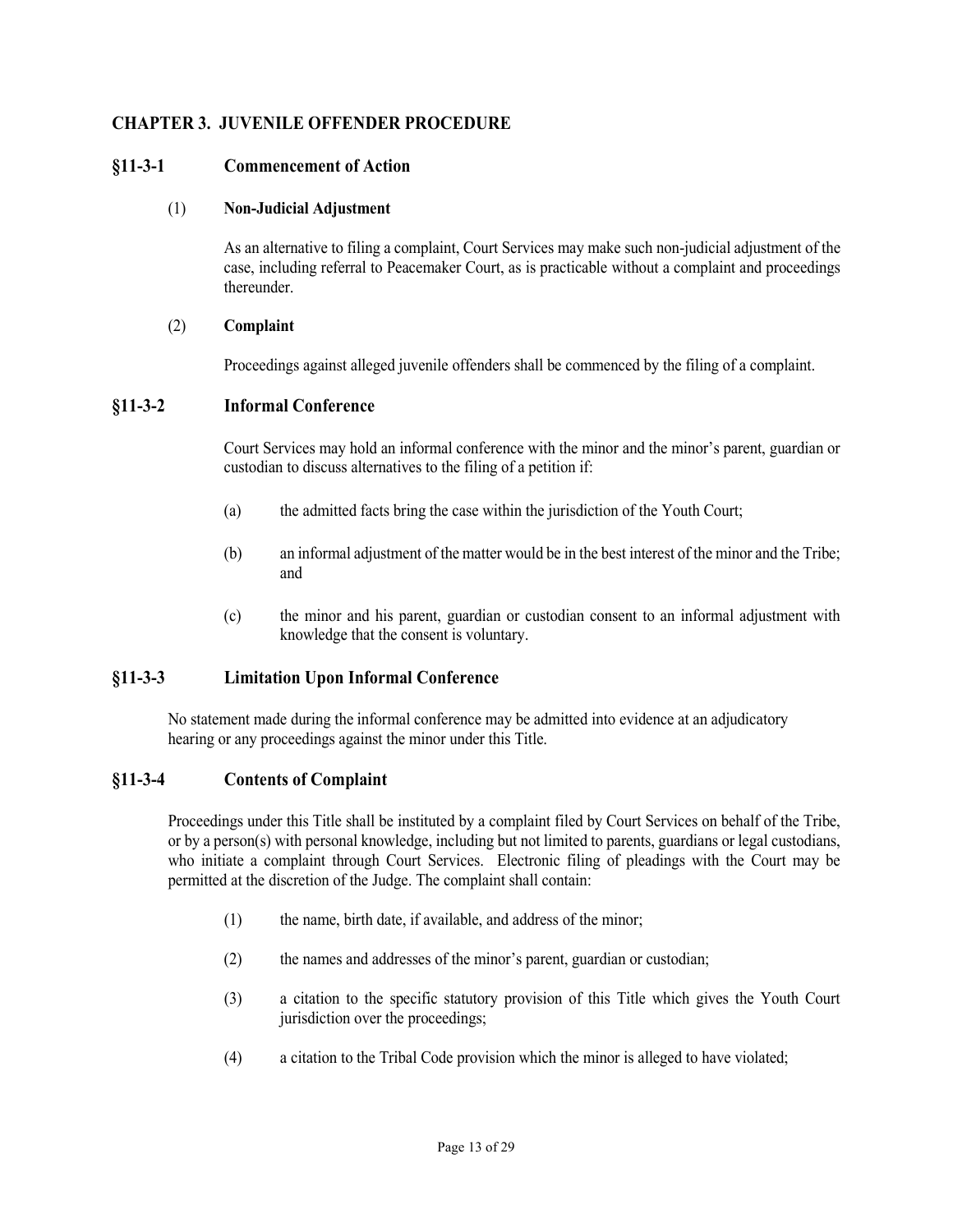## CHAPTER 3. JUVENILE OFFENDER PROCEDURE

### §11-3-1 Commencement of Action

(1) **Non-Judicial Adjustment**

As an alternative to filing a complaint, Court Services may make such non-judicial adjustment of the case, including referral to Peacemaker Court, as is practicable without a complaint and proceedings thereunder.

(2) **Complaint**

Proceedings against alleged juvenile offenders shall be commenced by the filing of a complaint.

### §11-3-2 Informal Conference

Court Services may hold an informal conference with the minor and the minor's parent, guardian or custodian to discuss alternatives to the filing of a petition if:

(a) the admitted facts bring the case within the jurisdiction of the Youth Court;

(b) an informal adjustment of the matter would be in the best interest of the minor and the Tribe; and

(c) the minor and his parent, guardian or custodian consent to an informal adjustment with knowledge that the consent is voluntary.

### §11-3-3 Limitation Upon Informal Conference

No statement made during the informal conference may be admitted into evidence at an adjudicatory hearing or any proceedings against the minor under this Title.

### §11-3-4 Contents of Complaint

Proceedings under this Title shall be instituted by a complaint filed by Court Services on behalf of the Tribe, or by a person(s) with personal knowledge, including but not limited to parents, guardians or legal custodians, who initiate a complaint through Court Services. Electronic filing of pleadings with the Court may be permitted at the discretion of the Judge. The complaint shall contain:

(1) the name, birth date, if available, and address of the minor;

(2) the names and addresses of the minor's parent, guardian or custodian;

(3) a citation to the specific statutory provision of this Title which gives the Youth Court jurisdiction over the proceedings;

(4) a citation to the Tribal Code provision which the minor is alleged to have violated;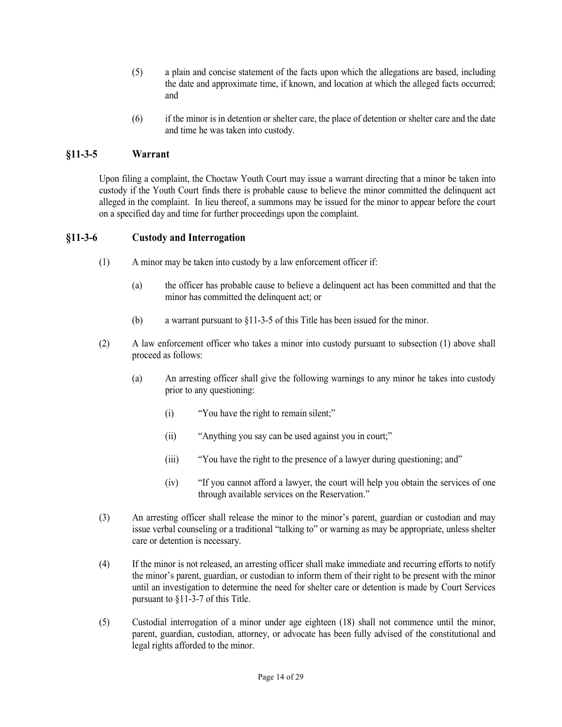(5) a plain and concise statement of the facts upon which the allegations are based, including the date and approximate time, if known, and location at which the alleged facts occurred; and

(6) if the minor is in detention or shelter care, the place of detention or shelter care and the date and time he was taken into custody.

## §11-3-5 Warrant

Upon filing a complaint, the Choctaw Youth Court may issue a warrant directing that a minor be taken into custody if the Youth Court finds there is probable cause to believe the minor committed the delinquent act alleged in the complaint. In lieu thereof, a summons may be issued for the minor to appear before the court on a specified day and time for further proceedings upon the complaint.

## §11-3-6 Custody and Interrogation

(1) A minor may be taken into custody by a law enforcement officer if:

(a) the officer has probable cause to believe a delinquent act has been committed and that the minor has committed the delinquent act; or

(b) a warrant pursuant to §11-3-5 of this Title has been issued for the minor.

(2) A law enforcement officer who takes a minor into custody pursuant to subsection (1) above shall proceed as follows:

(a) An arresting officer shall give the following warnings to any minor he takes into custody prior to any questioning:

(i) "You have the right to remain silent;"

(ii) "Anything you say can be used against you in court;"

(iii) "You have the right to the presence of a lawyer during questioning; and"

(iv) "If you cannot afford a lawyer, the court will help you obtain the services of one through available services on the Reservation."

(3) An arresting officer shall release the minor to the minor's parent, guardian or custodian and may issue verbal counseling or a traditional "talking to" or warning as may be appropriate, unless shelter care or detention is necessary.

(4) If the minor is not released, an arresting officer shall make immediate and recurring efforts to notify the minor's parent, guardian, or custodian to inform them of their right to be present with the minor until an investigation to determine the need for shelter care or detention is made by Court Services pursuant to §11-3-7 of this Title.

(5) Custodial interrogation of a minor under age eighteen (18) shall not commence until the minor, parent, guardian, custodian, attorney, or advocate has been fully advised of the constitutional and legal rights afforded to the minor.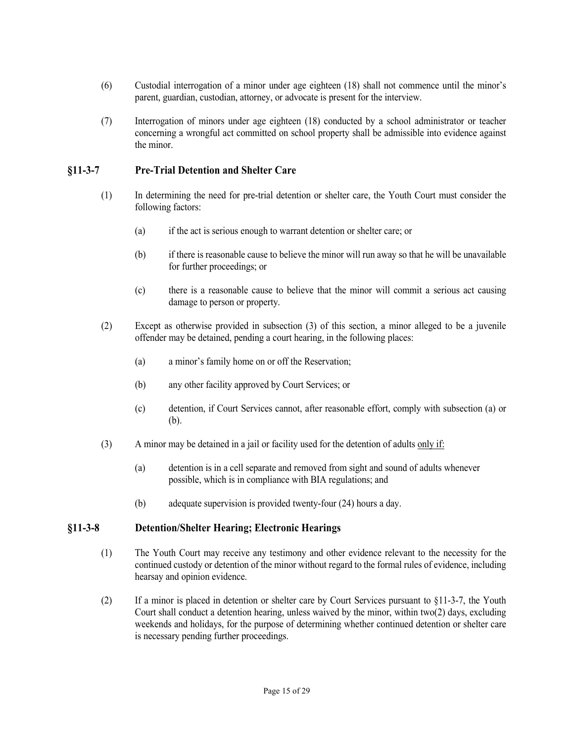(6) Custodial interrogation of a minor under age eighteen (18) shall not commence until the minor's parent, guardian, custodian, attorney, or advocate is present for the interview.

(7) Interrogation of minors under age eighteen (18) conducted by a school administrator or teacher concerning a wrongful act committed on school property shall be admissible into evidence against the minor.

## §11-3-7 Pre-Trial Detention and Shelter Care

(1) In determining the need for pre-trial detention or shelter care, the Youth Court must consider the following factors:

- (a) if the act is serious enough to warrant detention or shelter care; or
- (b) if there is reasonable cause to believe the minor will run away so that he will be unavailable for further proceedings; or
- (c) there is a reasonable cause to believe that the minor will commit a serious act causing damage to person or property.

(2) Except as otherwise provided in subsection (3) of this section, a minor alleged to be a juvenile offender may be detained, pending a court hearing, in the following places:

- (a) a minor's family home on or off the Reservation;
- (b) any other facility approved by Court Services; or
- (c) detention, if Court Services cannot, after reasonable effort, comply with subsection (a) or (b).

(3) A minor may be detained in a jail or facility used for the detention of adults <u>only if:</u>

- (a) detention is in a cell separate and removed from sight and sound of adults whenever possible, which is in compliance with BIA regulations; and
- (b) adequate supervision is provided twenty-four (24) hours a day.

## §11-3-8 Detention/Shelter Hearing; Electronic Hearings

(1) The Youth Court may receive any testimony and other evidence relevant to the necessity for the continued custody or detention of the minor without regard to the formal rules of evidence, including hearsay and opinion evidence.

(2) If a minor is placed in detention or shelter care by Court Services pursuant to §11-3-7, the Youth Court shall conduct a detention hearing, unless waived by the minor, within two(2) days, excluding weekends and holidays, for the purpose of determining whether continued detention or shelter care is necessary pending further proceedings.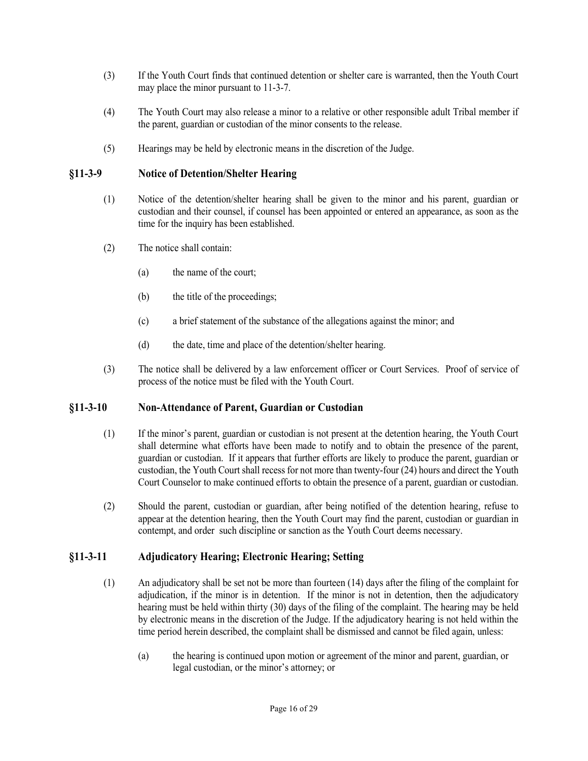(3) If the Youth Court finds that continued detention or shelter care is warranted, then the Youth Court may place the minor pursuant to 11-3-7.

(4) The Youth Court may also release a minor to a relative or other responsible adult Tribal member if the parent, guardian or custodian of the minor consents to the release.

(5) Hearings may be held by electronic means in the discretion of the Judge.

## §11-3-9 Notice of Detention/Shelter Hearing

(1) Notice of the detention/shelter hearing shall be given to the minor and his parent, guardian or custodian and their counsel, if counsel has been appointed or entered an appearance, as soon as the time for the inquiry has been established.

(2) The notice shall contain:

(a) the name of the court;

(b) the title of the proceedings;

(c) a brief statement of the substance of the allegations against the minor; and

(d) the date, time and place of the detention/shelter hearing.

(3) The notice shall be delivered by a law enforcement officer or Court Services. Proof of service of process of the notice must be filed with the Youth Court.

## §11-3-10 Non-Attendance of Parent, Guardian or Custodian

(1) If the minor's parent, guardian or custodian is not present at the detention hearing, the Youth Court shall determine what efforts have been made to notify and to obtain the presence of the parent, guardian or custodian. If it appears that further efforts are likely to produce the parent, guardian or custodian, the Youth Court shall recess for not more than twenty-four (24) hours and direct the Youth Court Counselor to make continued efforts to obtain the presence of a parent, guardian or custodian.

(2) Should the parent, custodian or guardian, after being notified of the detention hearing, refuse to appear at the detention hearing, then the Youth Court may find the parent, custodian or guardian in contempt, and order such discipline or sanction as the Youth Court deems necessary.

## §11-3-11 Adjudicatory Hearing; Electronic Hearing; Setting

(1) An adjudicatory shall be set not be more than fourteen (14) days after the filing of the complaint for adjudication, if the minor is in detention. If the minor is not in detention, then the adjudicatory hearing must be held within thirty (30) days of the filing of the complaint. The hearing may be held by electronic means in the discretion of the Judge. If the adjudicatory hearing is not held within the time period herein described, the complaint shall be dismissed and cannot be filed again, unless:

(a) the hearing is continued upon motion or agreement of the minor and parent, guardian, or legal custodian, or the minor's attorney; or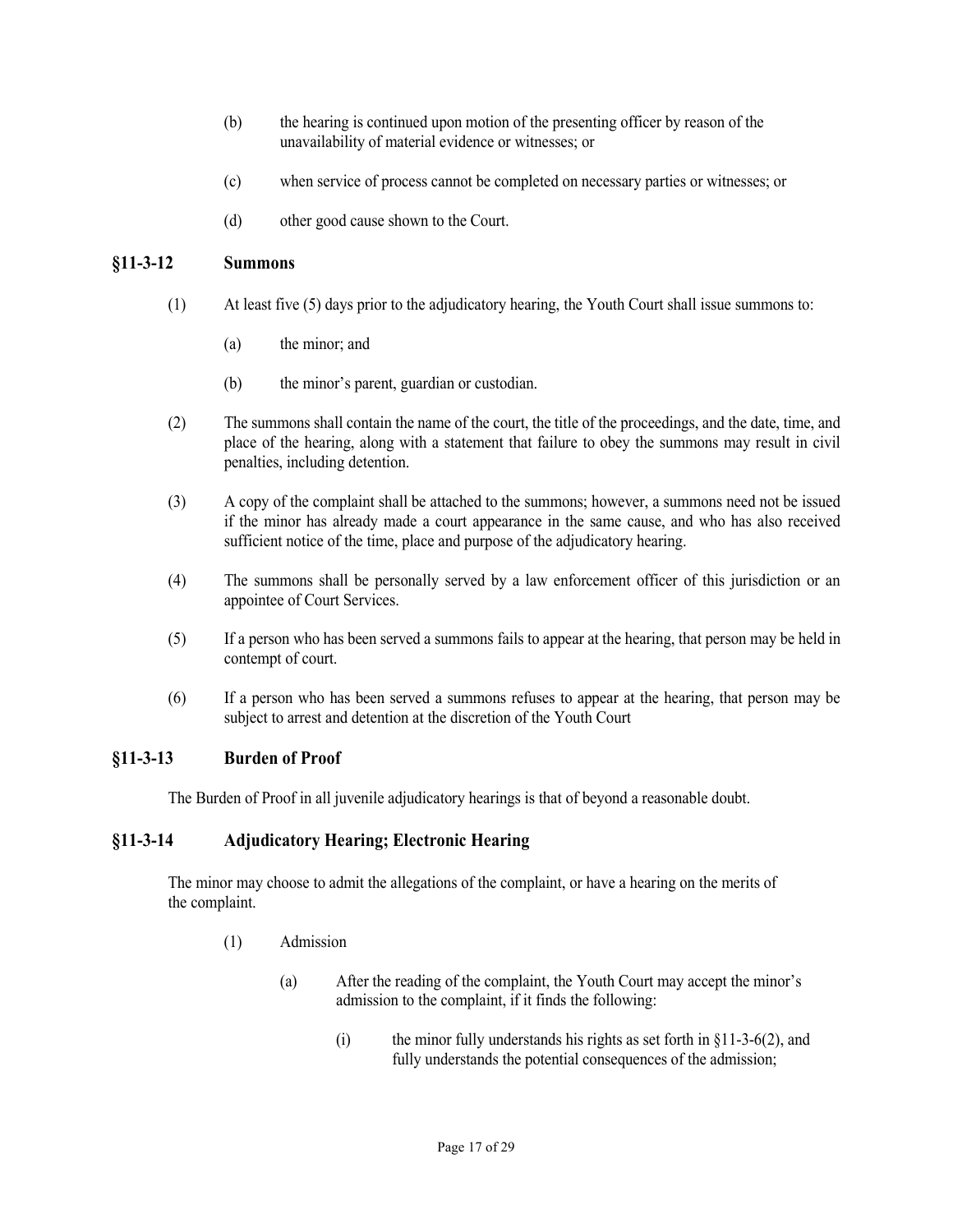(b) the hearing is continued upon motion of the presenting officer by reason of the unavailability of material evidence or witnesses; or

(c) when service of process cannot be completed on necessary parties or witnesses; or

(d) other good cause shown to the Court.

## §11-3-12 Summons

(1) At least five (5) days prior to the adjudicatory hearing, the Youth Court shall issue summons to:

(a) the minor; and

(b) the minor's parent, guardian or custodian.

(2) The summons shall contain the name of the court, the title of the proceedings, and the date, time, and place of the hearing, along with a statement that failure to obey the summons may result in civil penalties, including detention.

(3) A copy of the complaint shall be attached to the summons; however, a summons need not be issued if the minor has already made a court appearance in the same cause, and who has also received sufficient notice of the time, place and purpose of the adjudicatory hearing.

(4) The summons shall be personally served by a law enforcement officer of this jurisdiction or an appointee of Court Services.

(5) If a person who has been served a summons fails to appear at the hearing, that person may be held in contempt of court.

(6) If a person who has been served a summons refuses to appear at the hearing, that person may be subject to arrest and detention at the discretion of the Youth Court

## §11-3-13 Burden of Proof

The Burden of Proof in all juvenile adjudicatory hearings is that of beyond a reasonable doubt.

## §11-3-14 Adjudicatory Hearing; Electronic Hearing

The minor may choose to admit the allegations of the complaint, or have a hearing on the merits of the complaint.

(1) Admission

(a) After the reading of the complaint, the Youth Court may accept the minor's admission to the complaint, if it finds the following:

(i) the minor fully understands his rights as set forth in §11-3-6(2), and fully understands the potential consequences of the admission;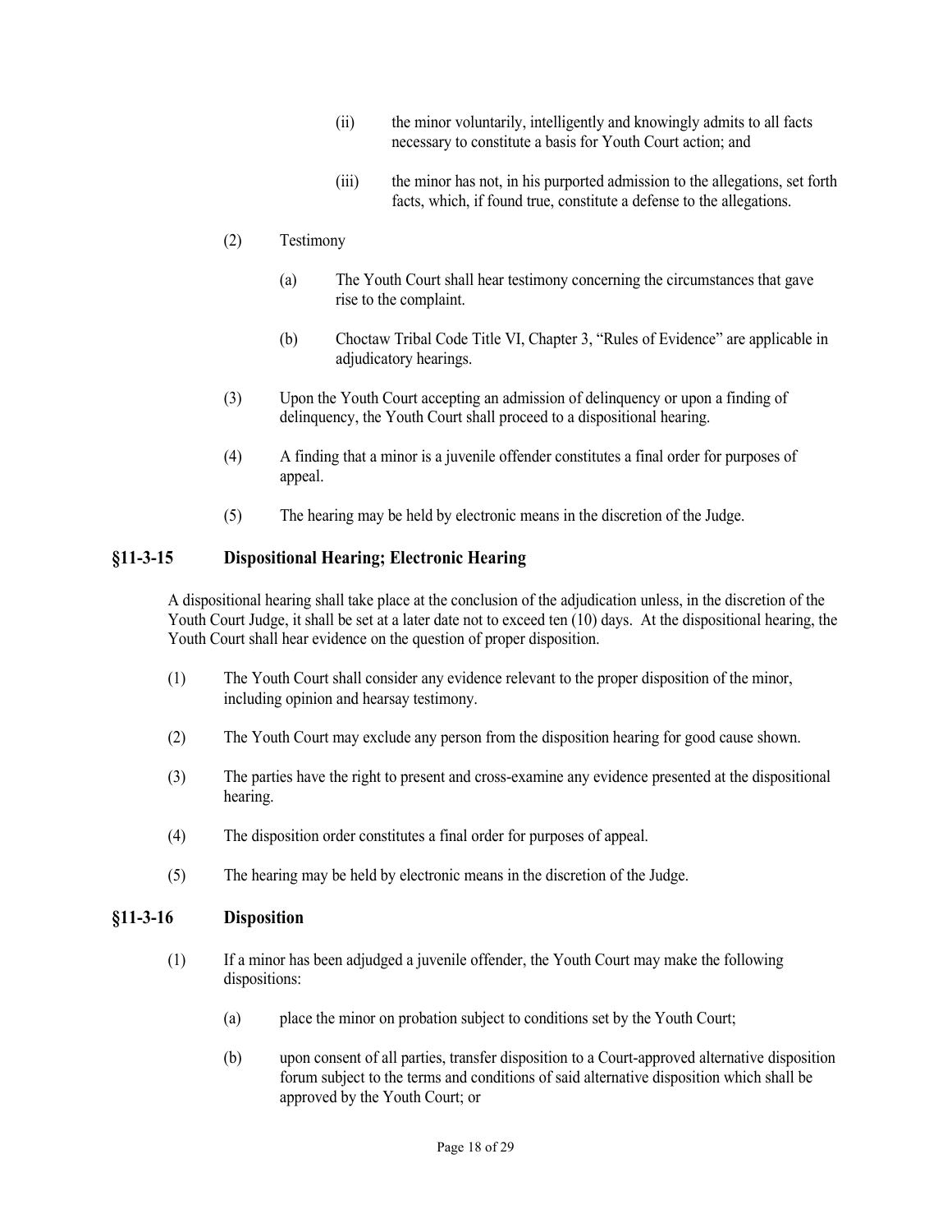(ii) the minor voluntarily, intelligently and knowingly admits to all facts necessary to constitute a basis for Youth Court action; and

(iii) the minor has not, in his purported admission to the allegations, set forth facts, which, if found true, constitute a defense to the allegations.

(2) Testimony

(a) The Youth Court shall hear testimony concerning the circumstances that gave rise to the complaint.

(b) Choctaw Tribal Code Title VI, Chapter 3, "Rules of Evidence" are applicable in adjudicatory hearings.

(3) Upon the Youth Court accepting an admission of delinquency or upon a finding of delinquency, the Youth Court shall proceed to a dispositional hearing.

(4) A finding that a minor is a juvenile offender constitutes a final order for purposes of appeal.

(5) The hearing may be held by electronic means in the discretion of the Judge.

## §11-3-15 Dispositional Hearing; Electronic Hearing

A dispositional hearing shall take place at the conclusion of the adjudication unless, in the discretion of the Youth Court Judge, it shall be set at a later date not to exceed ten (10) days. At the dispositional hearing, the Youth Court shall hear evidence on the question of proper disposition.

(1) The Youth Court shall consider any evidence relevant to the proper disposition of the minor, including opinion and hearsay testimony.

(2) The Youth Court may exclude any person from the disposition hearing for good cause shown.

(3) The parties have the right to present and cross-examine any evidence presented at the dispositional hearing.

(4) The disposition order constitutes a final order for purposes of appeal.

(5) The hearing may be held by electronic means in the discretion of the Judge.

## §11-3-16 Disposition

(1) If a minor has been adjudged a juvenile offender, the Youth Court may make the following dispositions:

(a) place the minor on probation subject to conditions set by the Youth Court;

(b) upon consent of all parties, transfer disposition to a Court-approved alternative disposition forum subject to the terms and conditions of said alternative disposition which shall be approved by the Youth Court; or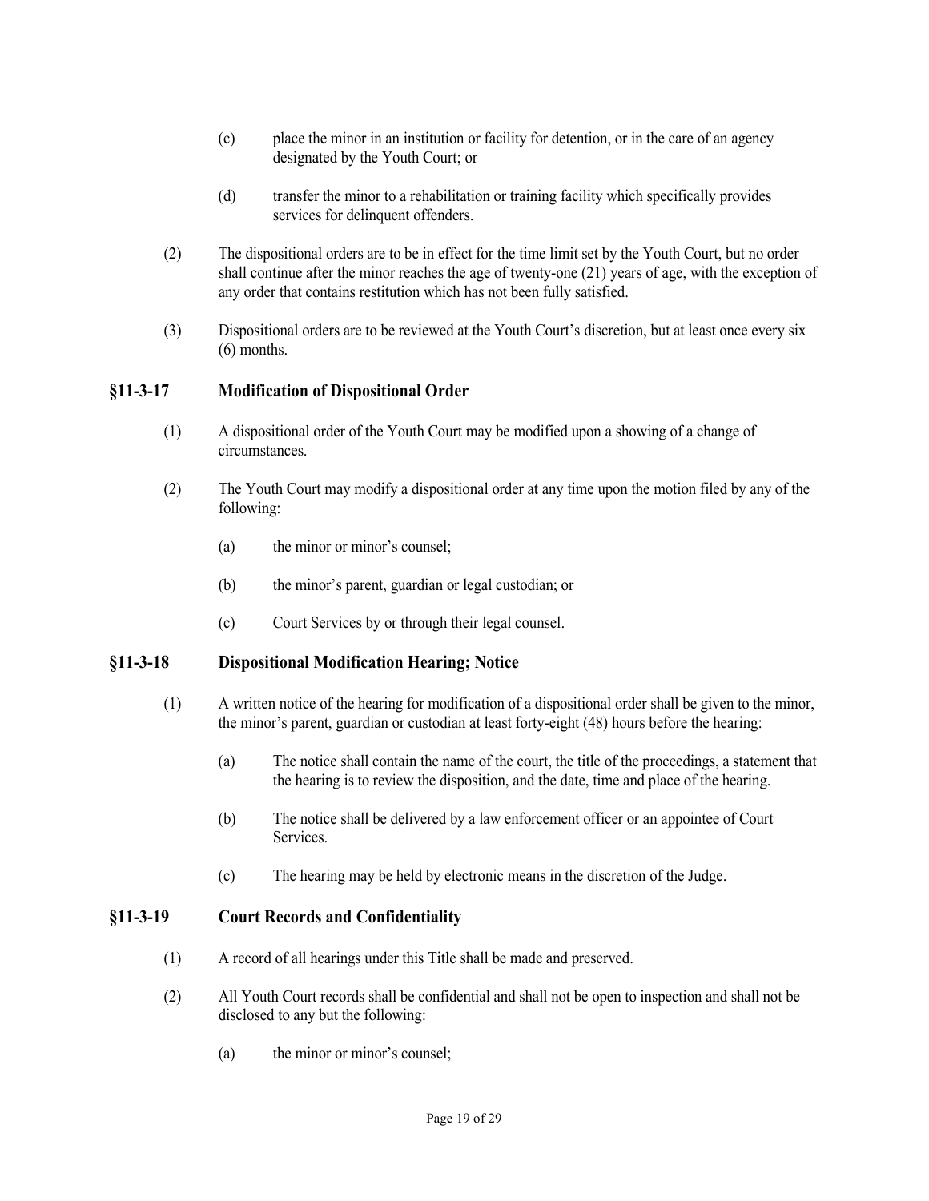(c) place the minor in an institution or facility for detention, or in the care of an agency designated by the Youth Court; or

(d) transfer the minor to a rehabilitation or training facility which specifically provides services for delinquent offenders.

(2) The dispositional orders are to be in effect for the time limit set by the Youth Court, but no order shall continue after the minor reaches the age of twenty-one (21) years of age, with the exception of any order that contains restitution which has not been fully satisfied.

(3) Dispositional orders are to be reviewed at the Youth Court's discretion, but at least once every six (6) months.

### §11-3-17 Modification of Dispositional Order

(1) A dispositional order of the Youth Court may be modified upon a showing of a change of circumstances.

(2) The Youth Court may modify a dispositional order at any time upon the motion filed by any of the following:

(a) the minor or minor's counsel;

(b) the minor's parent, guardian or legal custodian; or

(c) Court Services by or through their legal counsel.

### §11-3-18 Dispositional Modification Hearing; Notice

(1) A written notice of the hearing for modification of a dispositional order shall be given to the minor, the minor's parent, guardian or custodian at least forty-eight (48) hours before the hearing:

(a) The notice shall contain the name of the court, the title of the proceedings, a statement that the hearing is to review the disposition, and the date, time and place of the hearing.

(b) The notice shall be delivered by a law enforcement officer or an appointee of Court Services.

(c) The hearing may be held by electronic means in the discretion of the Judge.

### §11-3-19 Court Records and Confidentiality

(1) A record of all hearings under this Title shall be made and preserved.

(2) All Youth Court records shall be confidential and shall not be open to inspection and shall not be disclosed to any but the following:

(a) the minor or minor's counsel;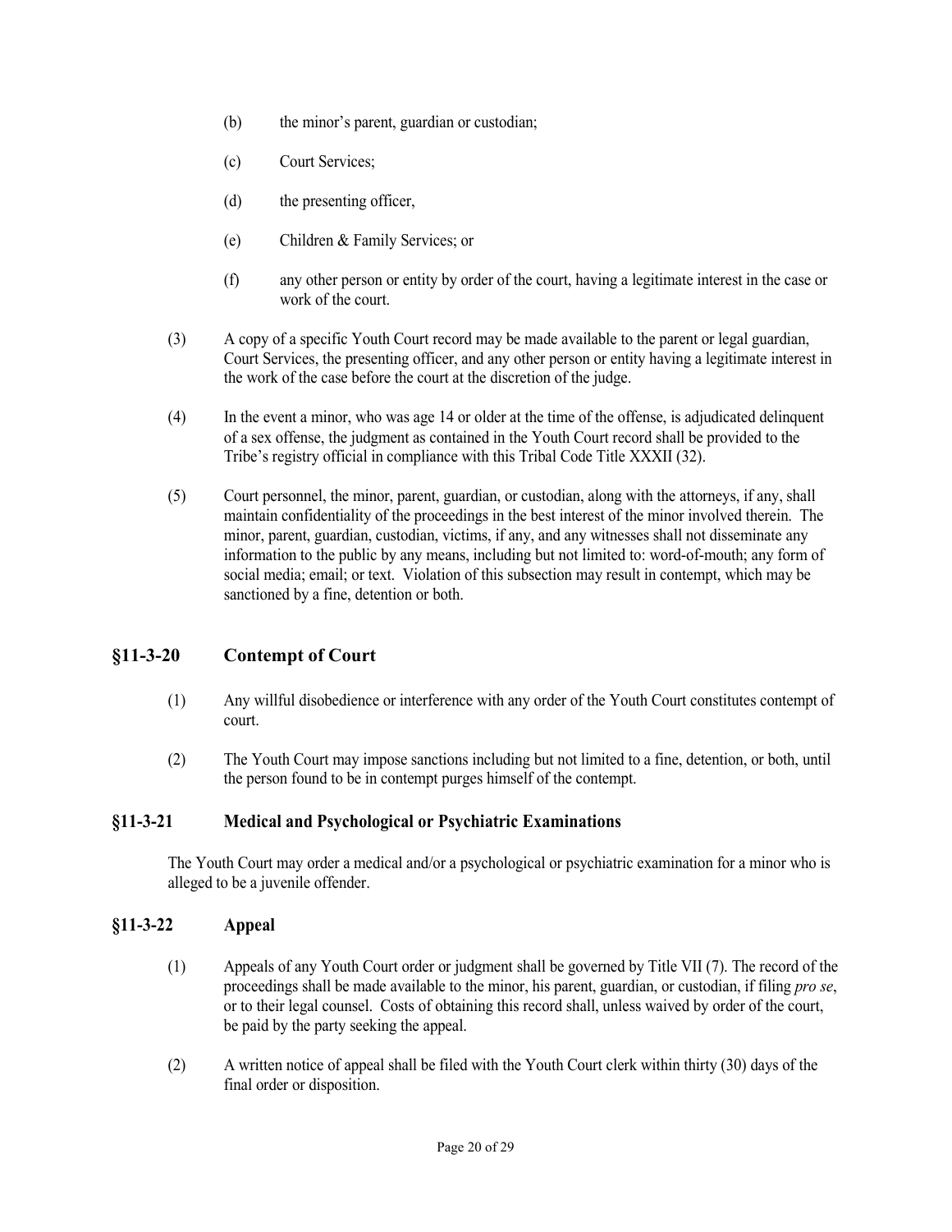(b) the minor's parent, guardian or custodian;

(c) Court Services;

(d) the presenting officer,

(e) Children & Family Services; or

(f) any other person or entity by order of the court, having a legitimate interest in the case or work of the court.

(3) A copy of a specific Youth Court record may be made available to the parent or legal guardian, Court Services, the presenting officer, and any other person or entity having a legitimate interest in the work of the case before the court at the discretion of the judge.

(4) In the event a minor, who was age 14 or older at the time of the offense, is adjudicated delinquent of a sex offense, the judgment as contained in the Youth Court record shall be provided to the Tribe's registry official in compliance with this Tribal Code Title XXXII (32).

(5) Court personnel, the minor, parent, guardian, or custodian, along with the attorneys, if any, shall maintain confidentiality of the proceedings in the best interest of the minor involved therein. The minor, parent, guardian, custodian, victims, if any, and any witnesses shall not disseminate any information to the public by any means, including but not limited to: word-of-mouth; any form of social media; email; or text. Violation of this subsection may result in contempt, which may be sanctioned by a fine, detention or both.

## §11-3-20 Contempt of Court

(1) Any willful disobedience or interference with any order of the Youth Court constitutes contempt of court.

(2) The Youth Court may impose sanctions including but not limited to a fine, detention, or both, until the person found to be in contempt purges himself of the contempt.

### §11-3-21 Medical and Psychological or Psychiatric Examinations

The Youth Court may order a medical and/or a psychological or psychiatric examination for a minor who is alleged to be a juvenile offender.

### §11-3-22 Appeal

(1) Appeals of any Youth Court order or judgment shall be governed by Title VII (7). The record of the proceedings shall be made available to the minor, his parent, guardian, or custodian, if filing *pro se*, or to their legal counsel. Costs of obtaining this record shall, unless waived by order of the court, be paid by the party seeking the appeal.

(2) A written notice of appeal shall be filed with the Youth Court clerk within thirty (30) days of the final order or disposition.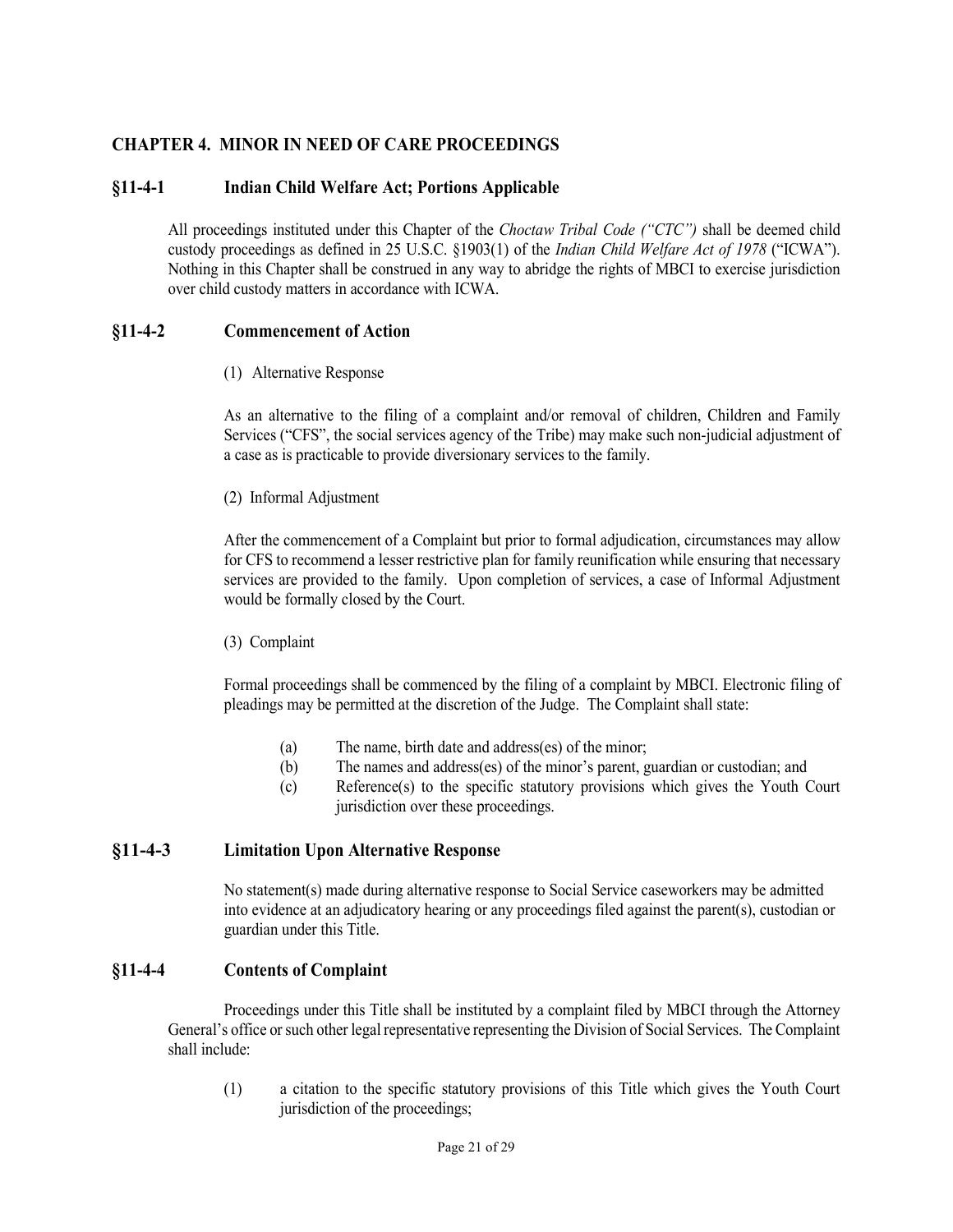## CHAPTER 4. MINOR IN NEED OF CARE PROCEEDINGS

### §11-4-1 Indian Child Welfare Act; Portions Applicable

All proceedings instituted under this Chapter of the *Choctaw Tribal Code ("CTC")* shall be deemed child custody proceedings as defined in 25 U.S.C. §1903(1) of the *Indian Child Welfare Act of 1978* ("ICWA"). Nothing in this Chapter shall be construed in any way to abridge the rights of MBCI to exercise jurisdiction over child custody matters in accordance with ICWA.

### §11-4-2 Commencement of Action

(1) Alternative Response

As an alternative to the filing of a complaint and/or removal of children, Children and Family Services ("CFS", the social services agency of the Tribe) may make such non-judicial adjustment of a case as is practicable to provide diversionary services to the family.

(2) Informal Adjustment

After the commencement of a Complaint but prior to formal adjudication, circumstances may allow for CFS to recommend a lesser restrictive plan for family reunification while ensuring that necessary services are provided to the family. Upon completion of services, a case of Informal Adjustment would be formally closed by the Court.

(3) Complaint

Formal proceedings shall be commenced by the filing of a complaint by MBCI. Electronic filing of pleadings may be permitted at the discretion of the Judge. The Complaint shall state:

(a) The name, birth date and address(es) of the minor;
(b) The names and address(es) of the minor's parent, guardian or custodian; and
(c) Reference(s) to the specific statutory provisions which gives the Youth Court jurisdiction over these proceedings.

### §11-4-3 Limitation Upon Alternative Response

No statement(s) made during alternative response to Social Service caseworkers may be admitted into evidence at an adjudicatory hearing or any proceedings filed against the parent(s), custodian or guardian under this Title.

### §11-4-4 Contents of Complaint

Proceedings under this Title shall be instituted by a complaint filed by MBCI through the Attorney General's office or such other legal representative representing the Division of Social Services. The Complaint shall include:

(1) a citation to the specific statutory provisions of this Title which gives the Youth Court jurisdiction of the proceedings;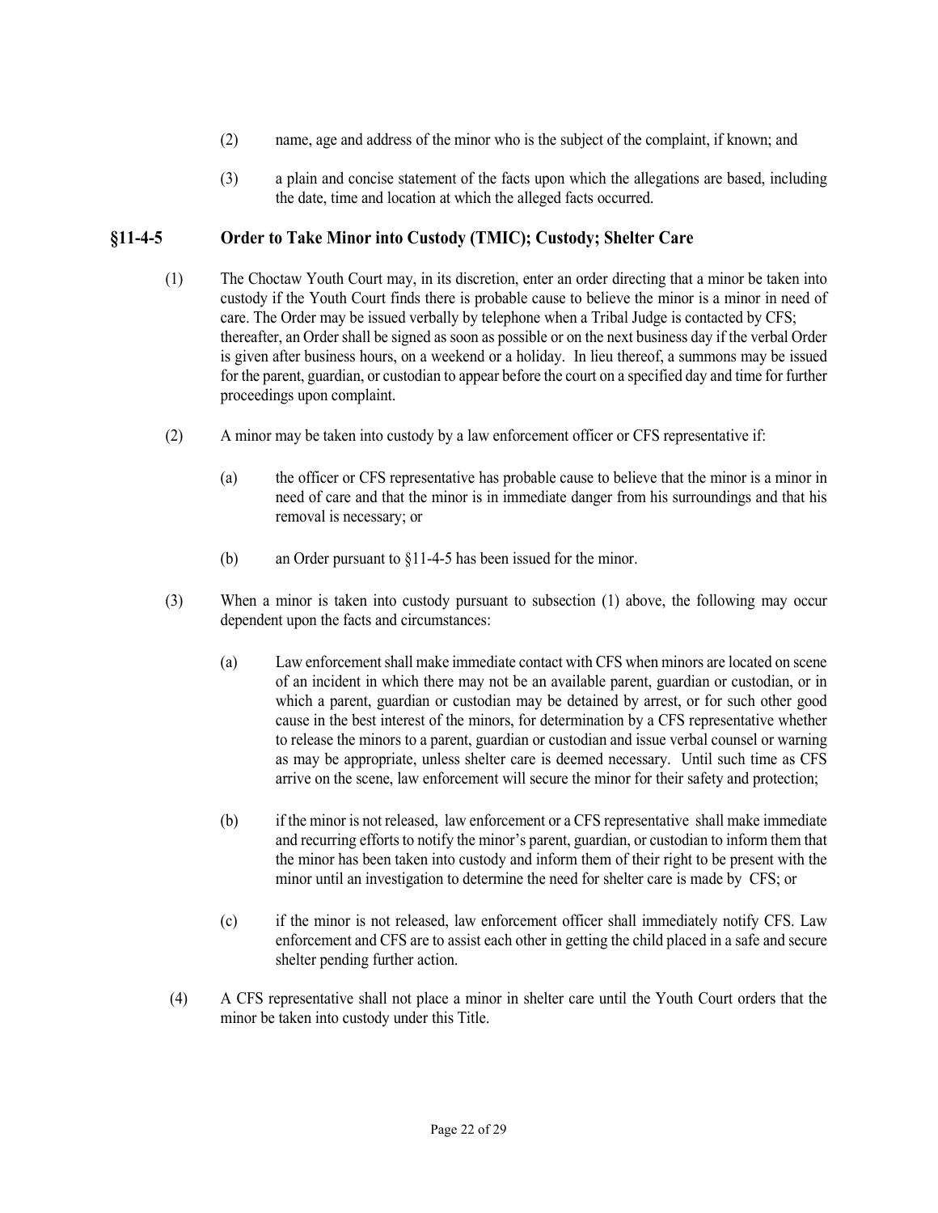(2) name, age and address of the minor who is the subject of the complaint, if known; and

(3) a plain and concise statement of the facts upon which the allegations are based, including the date, time and location at which the alleged facts occurred.

## §11-4-5 Order to Take Minor into Custody (TMIC); Custody; Shelter Care

(1) The Choctaw Youth Court may, in its discretion, enter an order directing that a minor be taken into custody if the Youth Court finds there is probable cause to believe the minor is a minor in need of care. The Order may be issued verbally by telephone when a Tribal Judge is contacted by CFS; thereafter, an Order shall be signed as soon as possible or on the next business day if the verbal Order is given after business hours, on a weekend or a holiday. In lieu thereof, a summons may be issued for the parent, guardian, or custodian to appear before the court on a specified day and time for further proceedings upon complaint.

(2) A minor may be taken into custody by a law enforcement officer or CFS representative if:

(a) the officer or CFS representative has probable cause to believe that the minor is a minor in need of care and that the minor is in immediate danger from his surroundings and that his removal is necessary; or

(b) an Order pursuant to §11-4-5 has been issued for the minor.

(3) When a minor is taken into custody pursuant to subsection (1) above, the following may occur dependent upon the facts and circumstances:

(a) Law enforcement shall make immediate contact with CFS when minors are located on scene of an incident in which there may not be an available parent, guardian or custodian, or in which a parent, guardian or custodian may be detained by arrest, or for such other good cause in the best interest of the minors, for determination by a CFS representative whether to release the minors to a parent, guardian or custodian and issue verbal counsel or warning as may be appropriate, unless shelter care is deemed necessary. Until such time as CFS arrive on the scene, law enforcement will secure the minor for their safety and protection;

(b) if the minor is not released, law enforcement or a CFS representative shall make immediate and recurring efforts to notify the minor's parent, guardian, or custodian to inform them that the minor has been taken into custody and inform them of their right to be present with the minor until an investigation to determine the need for shelter care is made by CFS; or

(c) if the minor is not released, law enforcement officer shall immediately notify CFS. Law enforcement and CFS are to assist each other in getting the child placed in a safe and secure shelter pending further action.

(4) A CFS representative shall not place a minor in shelter care until the Youth Court orders that the minor be taken into custody under this Title.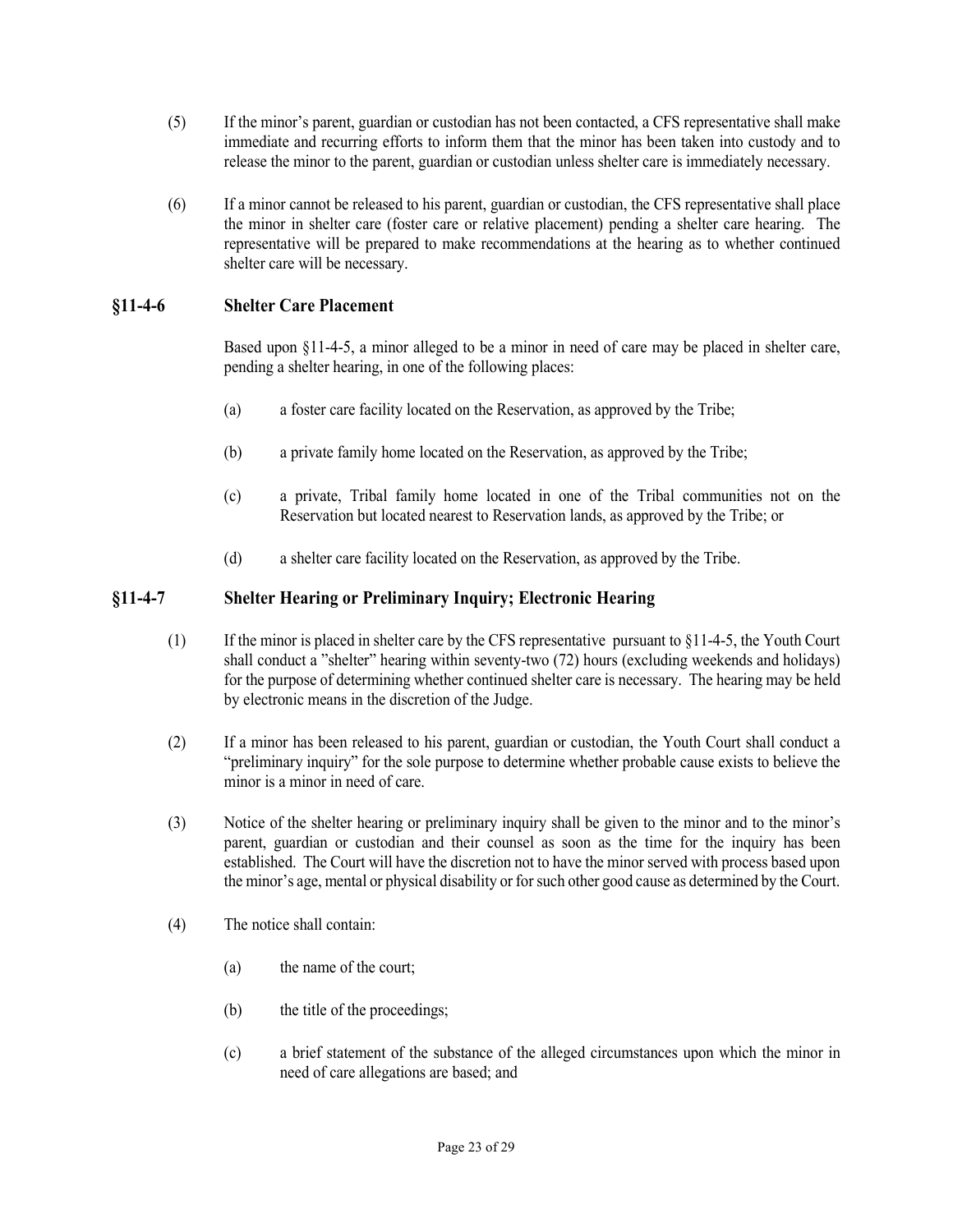(5) If the minor's parent, guardian or custodian has not been contacted, a CFS representative shall make immediate and recurring efforts to inform them that the minor has been taken into custody and to release the minor to the parent, guardian or custodian unless shelter care is immediately necessary.

(6) If a minor cannot be released to his parent, guardian or custodian, the CFS representative shall place the minor in shelter care (foster care or relative placement) pending a shelter care hearing. The representative will be prepared to make recommendations at the hearing as to whether continued shelter care will be necessary.

## §11-4-6 Shelter Care Placement

Based upon §11-4-5, a minor alleged to be a minor in need of care may be placed in shelter care, pending a shelter hearing, in one of the following places:

(a) a foster care facility located on the Reservation, as approved by the Tribe;

(b) a private family home located on the Reservation, as approved by the Tribe;

(c) a private, Tribal family home located in one of the Tribal communities not on the Reservation but located nearest to Reservation lands, as approved by the Tribe; or

(d) a shelter care facility located on the Reservation, as approved by the Tribe.

## §11-4-7 Shelter Hearing or Preliminary Inquiry; Electronic Hearing

(1) If the minor is placed in shelter care by the CFS representative pursuant to §11-4-5, the Youth Court shall conduct a "shelter" hearing within seventy-two (72) hours (excluding weekends and holidays) for the purpose of determining whether continued shelter care is necessary. The hearing may be held by electronic means in the discretion of the Judge.

(2) If a minor has been released to his parent, guardian or custodian, the Youth Court shall conduct a "preliminary inquiry" for the sole purpose to determine whether probable cause exists to believe the minor is a minor in need of care.

(3) Notice of the shelter hearing or preliminary inquiry shall be given to the minor and to the minor's parent, guardian or custodian and their counsel as soon as the time for the inquiry has been established. The Court will have the discretion not to have the minor served with process based upon the minor's age, mental or physical disability or for such other good cause as determined by the Court.

(4) The notice shall contain:

(a) the name of the court;

(b) the title of the proceedings;

(c) a brief statement of the substance of the alleged circumstances upon which the minor in need of care allegations are based; and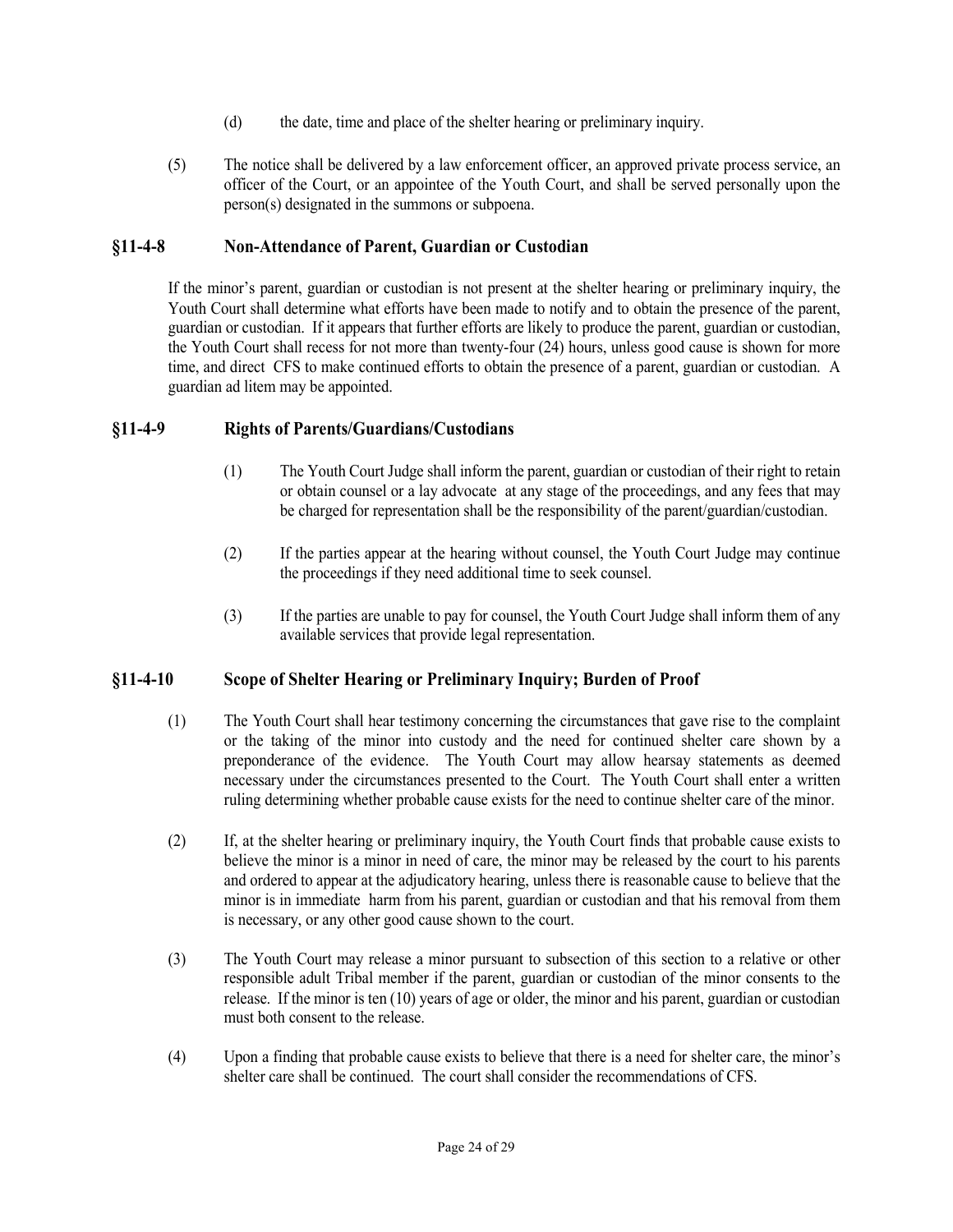(d) the date, time and place of the shelter hearing or preliminary inquiry.

(5) The notice shall be delivered by a law enforcement officer, an approved private process service, an officer of the Court, or an appointee of the Youth Court, and shall be served personally upon the person(s) designated in the summons or subpoena.

## §11-4-8 Non-Attendance of Parent, Guardian or Custodian

If the minor's parent, guardian or custodian is not present at the shelter hearing or preliminary inquiry, the Youth Court shall determine what efforts have been made to notify and to obtain the presence of the parent, guardian or custodian. If it appears that further efforts are likely to produce the parent, guardian or custodian, the Youth Court shall recess for not more than twenty-four (24) hours, unless good cause is shown for more time, and direct CFS to make continued efforts to obtain the presence of a parent, guardian or custodian. A guardian ad litem may be appointed.

## §11-4-9 Rights of Parents/Guardians/Custodians

(1) The Youth Court Judge shall inform the parent, guardian or custodian of their right to retain or obtain counsel or a lay advocate at any stage of the proceedings, and any fees that may be charged for representation shall be the responsibility of the parent/guardian/custodian.

(2) If the parties appear at the hearing without counsel, the Youth Court Judge may continue the proceedings if they need additional time to seek counsel.

(3) If the parties are unable to pay for counsel, the Youth Court Judge shall inform them of any available services that provide legal representation.

## §11-4-10 Scope of Shelter Hearing or Preliminary Inquiry; Burden of Proof

(1) The Youth Court shall hear testimony concerning the circumstances that gave rise to the complaint or the taking of the minor into custody and the need for continued shelter care shown by a preponderance of the evidence. The Youth Court may allow hearsay statements as deemed necessary under the circumstances presented to the Court. The Youth Court shall enter a written ruling determining whether probable cause exists for the need to continue shelter care of the minor.

(2) If, at the shelter hearing or preliminary inquiry, the Youth Court finds that probable cause exists to believe the minor is a minor in need of care, the minor may be released by the court to his parents and ordered to appear at the adjudicatory hearing, unless there is reasonable cause to believe that the minor is in immediate harm from his parent, guardian or custodian and that his removal from them is necessary, or any other good cause shown to the court.

(3) The Youth Court may release a minor pursuant to subsection of this section to a relative or other responsible adult Tribal member if the parent, guardian or custodian of the minor consents to the release. If the minor is ten (10) years of age or older, the minor and his parent, guardian or custodian must both consent to the release.

(4) Upon a finding that probable cause exists to believe that there is a need for shelter care, the minor's shelter care shall be continued. The court shall consider the recommendations of CFS.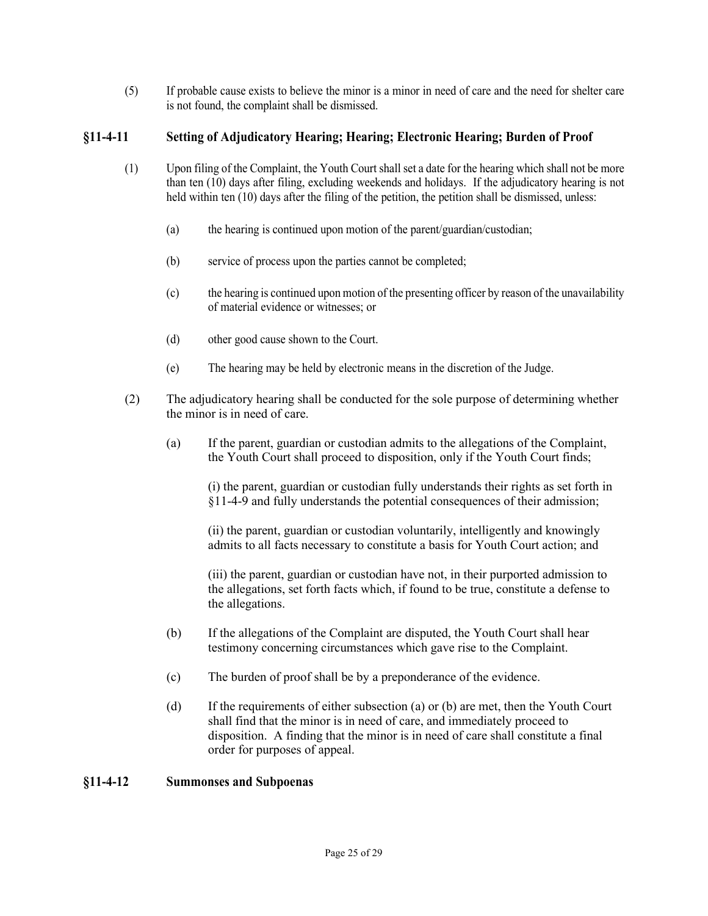(5) If probable cause exists to believe the minor is a minor in need of care and the need for shelter care is not found, the complaint shall be dismissed.

### §11-4-11 Setting of Adjudicatory Hearing; Hearing; Electronic Hearing; Burden of Proof

(1) Upon filing of the Complaint, the Youth Court shall set a date for the hearing which shall not be more than ten (10) days after filing, excluding weekends and holidays. If the adjudicatory hearing is not held within ten (10) days after the filing of the petition, the petition shall be dismissed, unless:

(a) the hearing is continued upon motion of the parent/guardian/custodian;

(b) service of process upon the parties cannot be completed;

(c) the hearing is continued upon motion of the presenting officer by reason of the unavailability of material evidence or witnesses; or

(d) other good cause shown to the Court.

(e) The hearing may be held by electronic means in the discretion of the Judge.

(2) The adjudicatory hearing shall be conducted for the sole purpose of determining whether the minor is in need of care.

(a) If the parent, guardian or custodian admits to the allegations of the Complaint, the Youth Court shall proceed to disposition, only if the Youth Court finds;

(i) the parent, guardian or custodian fully understands their rights as set forth in §11-4-9 and fully understands the potential consequences of their admission;

(ii) the parent, guardian or custodian voluntarily, intelligently and knowingly admits to all facts necessary to constitute a basis for Youth Court action; and

(iii) the parent, guardian or custodian have not, in their purported admission to the allegations, set forth facts which, if found to be true, constitute a defense to the allegations.

(b) If the allegations of the Complaint are disputed, the Youth Court shall hear testimony concerning circumstances which gave rise to the Complaint.

(c) The burden of proof shall be by a preponderance of the evidence.

(d) If the requirements of either subsection (a) or (b) are met, then the Youth Court shall find that the minor is in need of care, and immediately proceed to disposition. A finding that the minor is in need of care shall constitute a final order for purposes of appeal.

### §11-4-12 Summonses and Subpoenas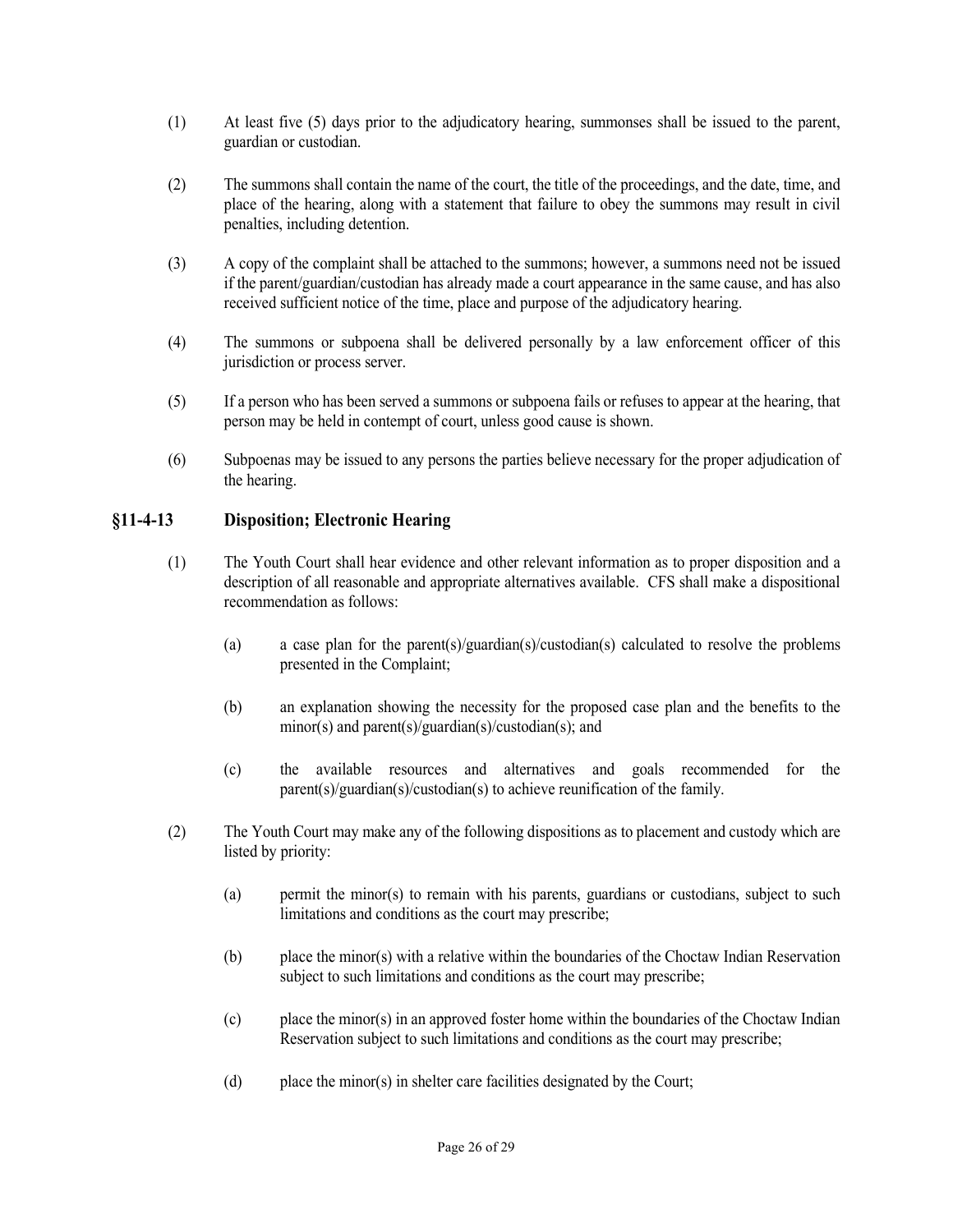(1) At least five (5) days prior to the adjudicatory hearing, summonses shall be issued to the parent, guardian or custodian.

(2) The summons shall contain the name of the court, the title of the proceedings, and the date, time, and place of the hearing, along with a statement that failure to obey the summons may result in civil penalties, including detention.

(3) A copy of the complaint shall be attached to the summons; however, a summons need not be issued if the parent/guardian/custodian has already made a court appearance in the same cause, and has also received sufficient notice of the time, place and purpose of the adjudicatory hearing.

(4) The summons or subpoena shall be delivered personally by a law enforcement officer of this jurisdiction or process server.

(5) If a person who has been served a summons or subpoena fails or refuses to appear at the hearing, that person may be held in contempt of court, unless good cause is shown.

(6) Subpoenas may be issued to any persons the parties believe necessary for the proper adjudication of the hearing.

## §11-4-13 Disposition; Electronic Hearing

(1) The Youth Court shall hear evidence and other relevant information as to proper disposition and a description of all reasonable and appropriate alternatives available. CFS shall make a dispositional recommendation as follows:

(a) a case plan for the parent(s)/guardian(s)/custodian(s) calculated to resolve the problems presented in the Complaint;

(b) an explanation showing the necessity for the proposed case plan and the benefits to the minor(s) and parent(s)/guardian(s)/custodian(s); and

(c) the available resources and alternatives and goals recommended for the parent(s)/guardian(s)/custodian(s) to achieve reunification of the family.

(2) The Youth Court may make any of the following dispositions as to placement and custody which are listed by priority:

(a) permit the minor(s) to remain with his parents, guardians or custodians, subject to such limitations and conditions as the court may prescribe;

(b) place the minor(s) with a relative within the boundaries of the Choctaw Indian Reservation subject to such limitations and conditions as the court may prescribe;

(c) place the minor(s) in an approved foster home within the boundaries of the Choctaw Indian Reservation subject to such limitations and conditions as the court may prescribe;

(d) place the minor(s) in shelter care facilities designated by the Court;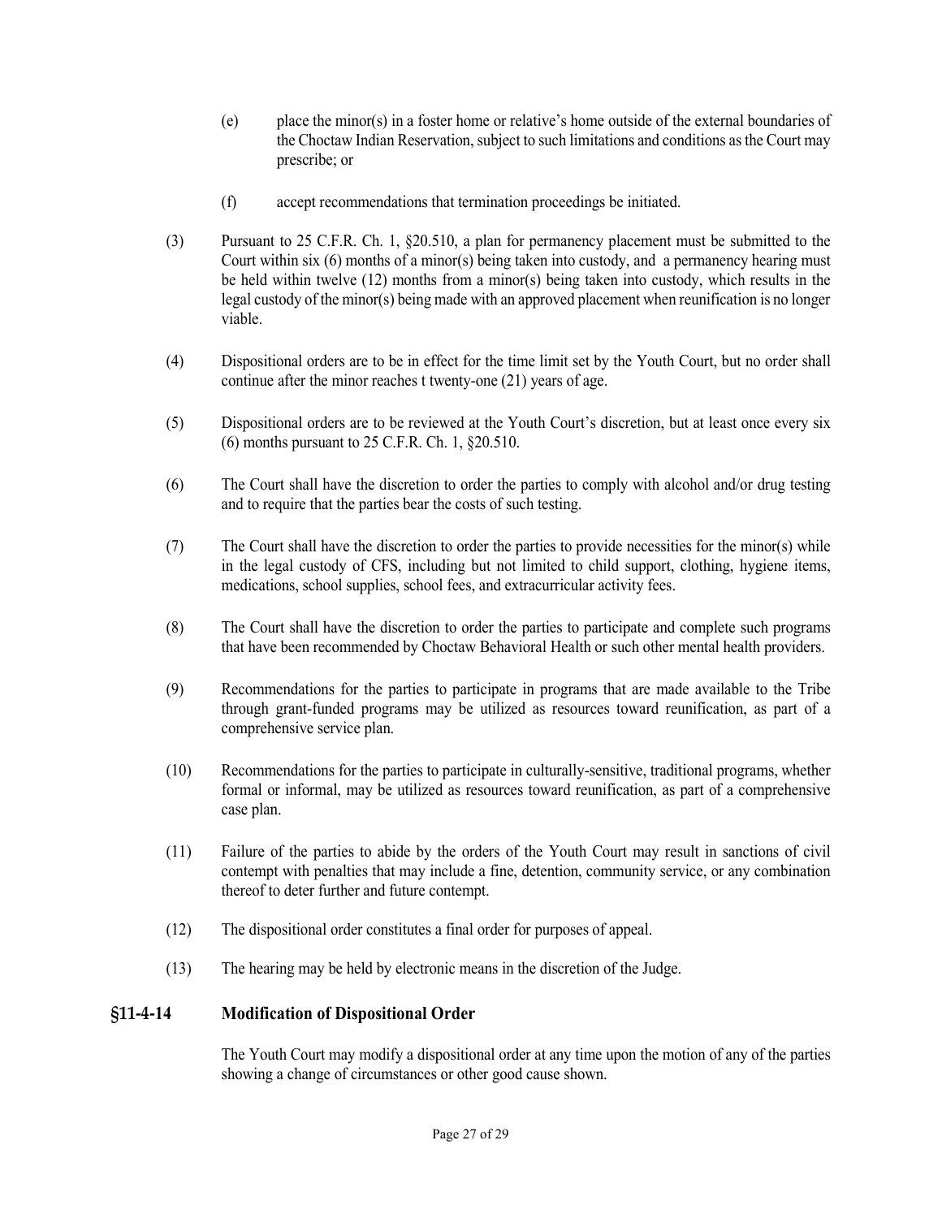(e) place the minor(s) in a foster home or relative's home outside of the external boundaries of the Choctaw Indian Reservation, subject to such limitations and conditions as the Court may prescribe; or

(f) accept recommendations that termination proceedings be initiated.

(3) Pursuant to 25 C.F.R. Ch. 1, §20.510, a plan for permanency placement must be submitted to the Court within six (6) months of a minor(s) being taken into custody, and a permanency hearing must be held within twelve (12) months from a minor(s) being taken into custody, which results in the legal custody of the minor(s) being made with an approved placement when reunification is no longer viable.

(4) Dispositional orders are to be in effect for the time limit set by the Youth Court, but no order shall continue after the minor reaches t twenty-one (21) years of age.

(5) Dispositional orders are to be reviewed at the Youth Court's discretion, but at least once every six (6) months pursuant to 25 C.F.R. Ch. 1, §20.510.

(6) The Court shall have the discretion to order the parties to comply with alcohol and/or drug testing and to require that the parties bear the costs of such testing.

(7) The Court shall have the discretion to order the parties to provide necessities for the minor(s) while in the legal custody of CFS, including but not limited to child support, clothing, hygiene items, medications, school supplies, school fees, and extracurricular activity fees.

(8) The Court shall have the discretion to order the parties to participate and complete such programs that have been recommended by Choctaw Behavioral Health or such other mental health providers.

(9) Recommendations for the parties to participate in programs that are made available to the Tribe through grant-funded programs may be utilized as resources toward reunification, as part of a comprehensive service plan.

(10) Recommendations for the parties to participate in culturally-sensitive, traditional programs, whether formal or informal, may be utilized as resources toward reunification, as part of a comprehensive case plan.

(11) Failure of the parties to abide by the orders of the Youth Court may result in sanctions of civil contempt with penalties that may include a fine, detention, community service, or any combination thereof to deter further and future contempt.

(12) The dispositional order constitutes a final order for purposes of appeal.

(13) The hearing may be held by electronic means in the discretion of the Judge.

## §11-4-14 Modification of Dispositional Order

The Youth Court may modify a dispositional order at any time upon the motion of any of the parties showing a change of circumstances or other good cause shown.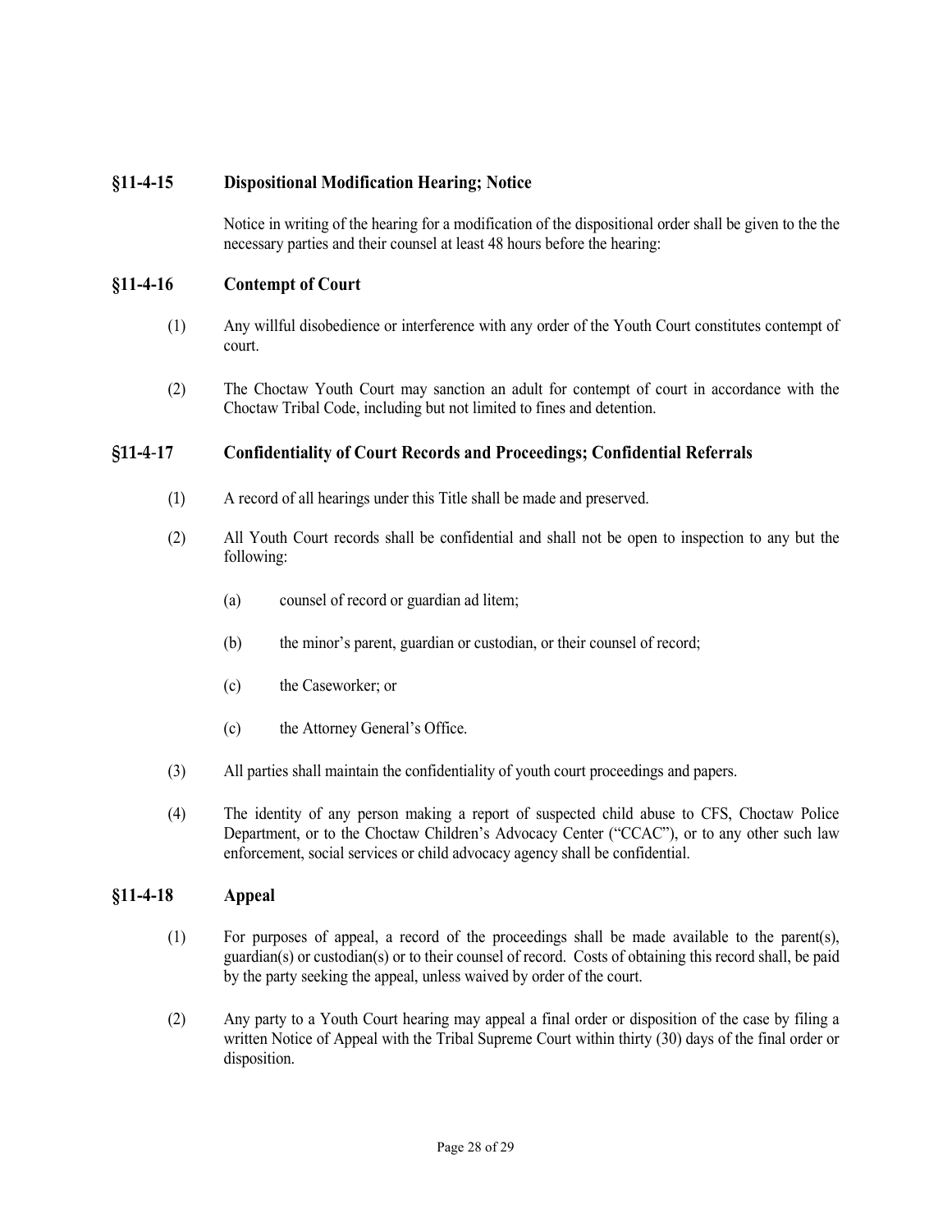## §11-4-15 Dispositional Modification Hearing; Notice

Notice in writing of the hearing for a modification of the dispositional order shall be given to the the necessary parties and their counsel at least 48 hours before the hearing:

## §11-4-16 Contempt of Court

(1) Any willful disobedience or interference with any order of the Youth Court constitutes contempt of court.

(2) The Choctaw Youth Court may sanction an adult for contempt of court in accordance with the Choctaw Tribal Code, including but not limited to fines and detention.

## §11-4-17 Confidentiality of Court Records and Proceedings; Confidential Referrals

(1) A record of all hearings under this Title shall be made and preserved.

(2) All Youth Court records shall be confidential and shall not be open to inspection to any but the following:

  (a) counsel of record or guardian ad litem;

  (b) the minor's parent, guardian or custodian, or their counsel of record;

  (c) the Caseworker; or

  (c) the Attorney General's Office.

(3) All parties shall maintain the confidentiality of youth court proceedings and papers.

(4) The identity of any person making a report of suspected child abuse to CFS, Choctaw Police Department, or to the Choctaw Children's Advocacy Center ("CCAC"), or to any other such law enforcement, social services or child advocacy agency shall be confidential.

## §11-4-18 Appeal

(1) For purposes of appeal, a record of the proceedings shall be made available to the parent(s), guardian(s) or custodian(s) or to their counsel of record. Costs of obtaining this record shall, be paid by the party seeking the appeal, unless waived by order of the court.

(2) Any party to a Youth Court hearing may appeal a final order or disposition of the case by filing a written Notice of Appeal with the Tribal Supreme Court within thirty (30) days of the final order or disposition.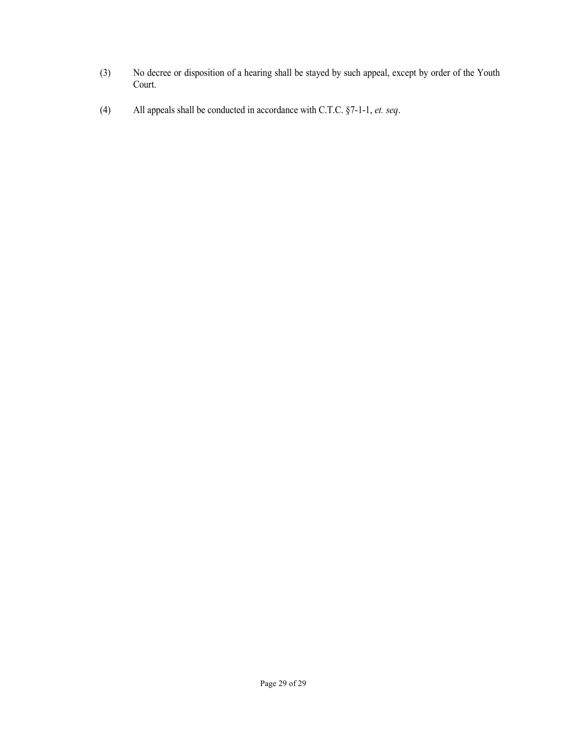(3) No decree or disposition of a hearing shall be stayed by such appeal, except by order of the Youth Court.

(4) All appeals shall be conducted in accordance with C.T.C. §7-1-1, *et. seq*.